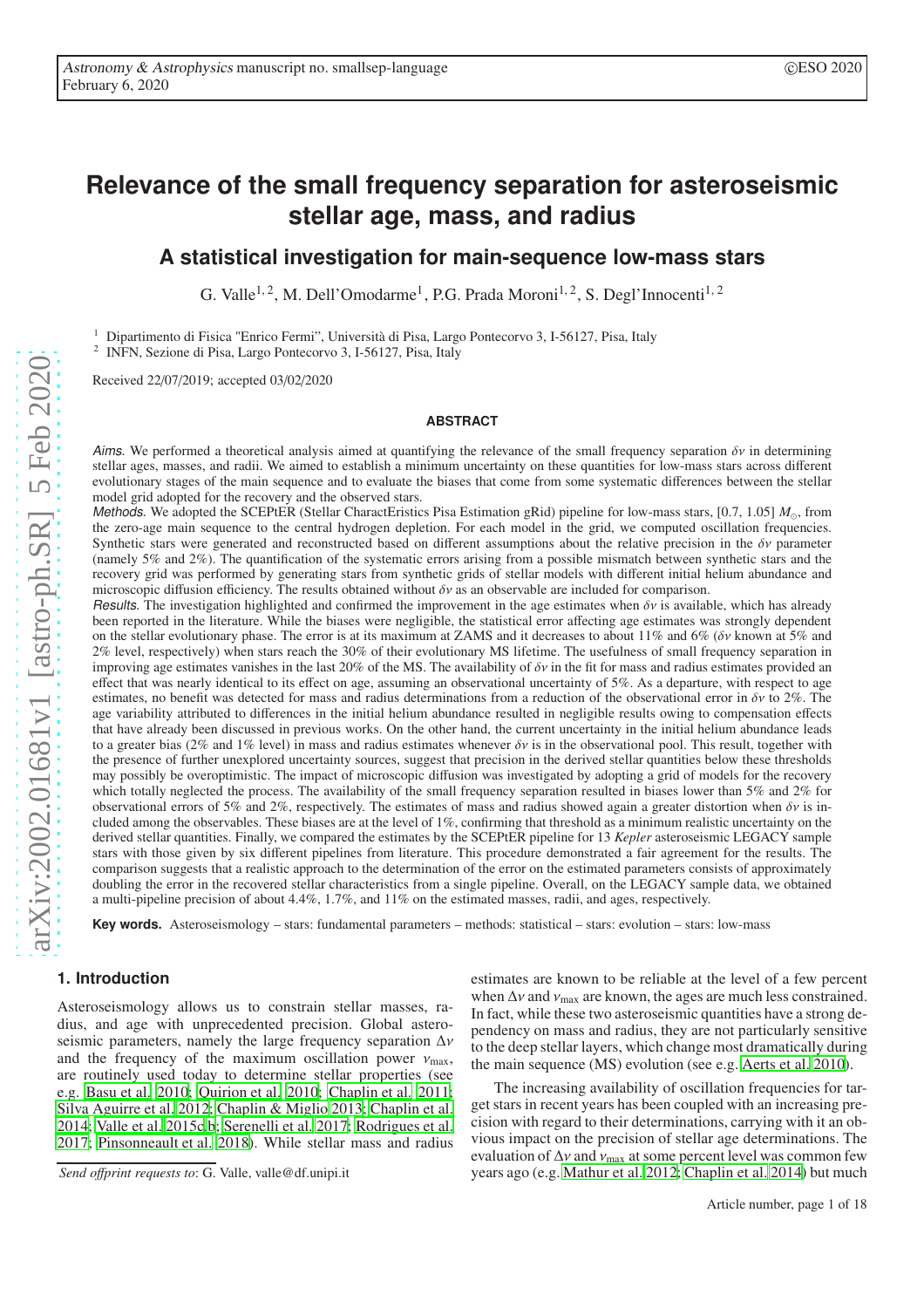# Relevance of the small frequency separation for asteroseismic stellar age, mass, and radius

## A statistical investigation for main-sequence low-mass stars

G. Valle[1,2], M. Dell'Omodarme[1], P.G. Prada Moroni[1,2], S. Degl'Innocenti[1,2]

[1] Dipartimento di Fisica "Enrico Fermi", Università di Pisa, Largo Pontecorvo 3, I-56127, Pisa, Italy
[2] INFN, Sezione di Pisa, Largo Pontecorvo 3, I-56127, Pisa, Italy

Received 22/07/2019; accepted 03/02/2020

### ABSTRACT

*Aims.* We performed a theoretical analysis aimed at quantifying the relevance of the small frequency separation $\delta\nu$ in determining stellar ages, masses, and radii. We aimed to establish a minimum uncertainty on these quantities for low-mass stars across different evolutionary stages of the main sequence and to evaluate the biases that come from some systematic differences between the stellar model grid adopted for the recovery and the observed stars.

*Methods.* We adopted the SCEPtER (Stellar CharactEristics Pisa Estimation gRid) pipeline for low-mass stars, [0.7, 1.05] $M_{\odot}$, from the zero-age main sequence to the central hydrogen depletion. For each model in the grid, we computed oscillation frequencies. Synthetic stars were generated and reconstructed based on different assumptions about the relative precision in the $\delta\nu$ parameter (namely 5% and 2%). The quantification of the systematic errors arising from a possible mismatch between synthetic stars and the recovery grid was performed by generating stars from synthetic grids of stellar models with different initial helium abundance and microscopic diffusion efficiency. The results obtained without $\delta\nu$ as an observable are included for comparison.

*Results.* The investigation highlighted and confirmed the improvement in the age estimates when $\delta\nu$ is available, which has already been reported in the literature. While the biases were negligible, the statistical error affecting age estimates was strongly dependent on the stellar evolutionary phase. The error is at its maximum at ZAMS and it decreases to about 11% and 6% ($\delta\nu$ known at 5% and 2% level, respectively) when stars reach the 30% of their evolutionary MS lifetime. The usefulness of small frequency separation in improving age estimates vanishes in the last 20% of the MS. The availability of $\delta\nu$ in the fit for mass and radius estimates provided an effect that was nearly identical to its effect on age, assuming an observational uncertainty of 5%. As a departure, with respect to age estimates, no benefit was detected for mass and radius determinations from a reduction of the observational error in $\delta\nu$ to 2%. The age variability attributed to differences in the initial helium abundance resulted in negligible results owing to compensation effects that have already been discussed in previous works. On the other hand, the current uncertainty in the initial helium abundance leads to a greater bias (2% and 1% level) in mass and radius estimates whenever $\delta\nu$ is in the observational pool. This result, together with the presence of further unexplored uncertainty sources, suggest that precision in the derived stellar quantities below these thresholds may possibly be overoptimistic. The impact of microscopic diffusion was investigated by adopting a grid of models for the recovery which totally neglected the process. The availability of the small frequency separation resulted in biases lower than 5% and 2% for observational errors of 5% and 2%, respectively. The estimates of mass and radius showed again a greater distortion when $\delta\nu$ is included among the observables. These biases are at the level of 1%, confirming that threshold as a minimum realistic uncertainty on the derived stellar quantities. Finally, we compared the estimates by the SCEPtER pipeline for 13 *Kepler* asteroseismic LEGACY sample stars with those given by six different pipelines from literature. This procedure demonstrated a fair agreement for the results. The comparison suggests that a realistic approach to the determination of the error on the estimated parameters consists of approximately doubling the error in the recovered stellar characteristics from a single pipeline. Overall, on the LEGACY sample data, we obtained a multi-pipeline precision of about 4.4%, 1.7%, and 11% on the estimated masses, radii, and ages, respectively.

**Key words.** Asteroseismology – stars: fundamental parameters – methods: statistical – stars: evolution – stars: low-mass

## 1. Introduction

Asteroseismology allows us to constrain stellar masses, radius, and age with unprecedented precision. Global asteroseismic parameters, namely the large frequency separation $\Delta\nu$ and the frequency of the maximum oscillation power $\nu_{\rm max}$, are routinely used today to determine stellar properties (see e.g. Basu et al. 2010; Quirion et al. 2010; Chaplin et al. 2011; Silva Aguirre et al. 2012; Chaplin & Miglio 2013; Chaplin et al. 2014; Valle et al. 2015a,b; Serenelli et al. 2017; Rodrigues et al. 2017; Pinsonneault et al. 2018). While stellar mass and radius estimates are known to be reliable at the level of a few percent when $\Delta\nu$ and $\nu_{\rm max}$ are known, the ages are much less constrained. In fact, while these two asteroseismic quantities have a strong dependency on mass and radius, they are not particularly sensitive to the deep stellar layers, which change most dramatically during the main sequence (MS) evolution (see e.g. Aerts et al. 2010).

The increasing availability of oscillation frequencies for target stars in recent years has been coupled with an increasing precision with regard to their determinations, carrying with it an obvious impact on the precision of stellar age determinations. The evaluation of $\Delta\nu$ and $\nu_{\rm max}$ at some percent level was common few years ago (e.g. Mathur et al. 2012; Chaplin et al. 2014) but much

*Send offprint requests to*: G. Valle, valle@df.unipi.it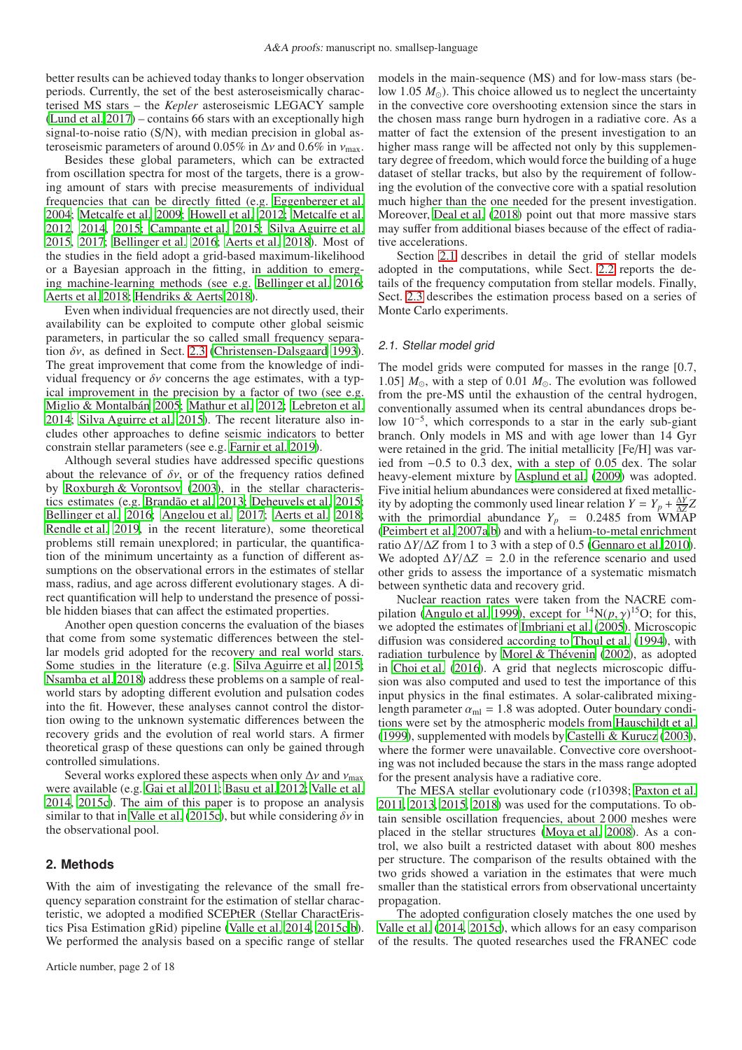better results can be achieved today thanks to longer observation periods. Currently, the set of the best asteroseismically characterised MS stars – the *Kepler* asteroseismic LEGACY sample (Lund et al. 2017) – contains 66 stars with an exceptionally high signal-to-noise ratio (S/N), with median precision in global asteroseismic parameters of around 0.05% in $\Delta\nu$ and 0.6% in $\nu_{\rm max}$.

Besides these global parameters, which can be extracted from oscillation spectra for most of the targets, there is a growing amount of stars with precise measurements of individual frequencies that can be directly fitted (e.g. Eggenberger et al. 2004; Metcalfe et al. 2009; Howell et al. 2012; Metcalfe et al. 2012, 2014, 2015; Campante et al. 2015; Silva Aguirre et al. 2015, 2017; Bellinger et al. 2016; Aerts et al. 2018). Most of the studies in the field adopt a grid-based maximum-likelihood or a Bayesian approach in the fitting, in addition to emerging machine-learning methods (see e.g. Bellinger et al. 2016; Aerts et al. 2018; Hendriks & Aerts 2018).

Even when individual frequencies are not directly used, their availability can be exploited to compute other global seismic parameters, in particular the so called small frequency separation $\delta\nu$, as defined in Sect. 2.3 (Christensen-Dalsgaard 1993). The great improvement that come from the knowledge of individual frequency or $\delta\nu$ concerns the age estimates, with a typical improvement in the precision by a factor of two (see e.g. Miglio & Montalbán 2005; Mathur et al. 2012; Lebreton et al. 2014; Silva Aguirre et al. 2015). The recent literature also includes other approaches to define seismic indicators to better constrain stellar parameters (see e.g. Farnir et al. 2019).

Although several studies have addressed specific questions about the relevance of $\delta\nu$, or of the frequency ratios defined by Roxburgh & Vorontsov (2003), in the stellar characteristics estimates (e.g. Brandão et al. 2013; Deheuvels et al. 2015; Bellinger et al. 2016; Angelou et al. 2017; Aerts et al. 2018; Rendle et al. 2019, in the recent literature), some theoretical problems still remain unexplored; in particular, the quantification of the minimum uncertainty as a function of different assumptions on the observational errors in the estimates of stellar mass, radius, and age across different evolutionary stages. A direct quantification will help to understand the presence of possible hidden biases that can affect the estimated properties.

Another open question concerns the evaluation of the biases that come from some systematic differences between the stellar models grid adopted for the recovery and real world stars. Some studies in the literature (e.g. Silva Aguirre et al. 2015; Nsamba et al. 2018) address these problems on a sample of real-world stars by adopting different evolution and pulsation codes into the fit. However, these analyses cannot control the distortion owing to the unknown systematic differences between the recovery grids and the evolution of real world stars. A firmer theoretical grasp of these questions can only be gained through controlled simulations.

Several works explored these aspects when only $\Delta\nu$ and $\nu_{\rm max}$ were available (e.g. Gai et al. 2011; Basu et al. 2012; Valle et al. 2014, 2015c). The aim of this paper is to propose an analysis similar to that in Valle et al. (2015c), but while considering $\delta\nu$ in the observational pool.

## 2. Methods

With the aim of investigating the relevance of the small frequency separation constraint for the estimation of stellar characteristic, we adopted a modified SCEPtER (Stellar CharactEristics Pisa Estimation gRid) pipeline (Valle et al. 2014, 2015c,b). We performed the analysis based on a specific range of stellar models in the main-sequence (MS) and for low-mass stars (below 1.05 $M_\odot$). This choice allowed us to neglect the uncertainty in the convective core overshooting extension since the stars in the chosen mass range burn hydrogen in a radiative core. As a matter of fact the extension of the present investigation to an higher mass range will be affected not only by this supplementary degree of freedom, which would force the building of a huge dataset of stellar tracks, but also by the requirement of following the evolution of the convective core with a spatial resolution much higher than the one needed for the present investigation. Moreover, Deal et al. (2018) point out that more massive stars may suffer from additional biases because of the effect of radiative accelerations.

Section 2.1 describes in detail the grid of stellar models adopted in the computations, while Sect. 2.2 reports the details of the frequency computation from stellar models. Finally, Sect. 2.3 describes the estimation process based on a series of Monte Carlo experiments.

### 2.1. Stellar model grid

The model grids were computed for masses in the range [0.7, 1.05] $M_\odot$, with a step of 0.01 $M_\odot$. The evolution was followed from the pre-MS until the exhaustion of the central hydrogen, conventionally assumed when its central abundances drops below $10^{-5}$, which corresponds to a star in the early sub-giant branch. Only models in MS and with age lower than 14 Gyr were retained in the grid. The initial metallicity [Fe/H] was varied from −0.5 to 0.3 dex, with a step of 0.05 dex. The solar heavy-element mixture by Asplund et al. (2009) was adopted. Five initial helium abundances were considered at fixed metallicity by adopting the commonly used linear relation $Y = Y_p + \frac{\Delta Y}{\Delta Z} Z$ with the primordial abundance $Y_p = 0.2485$ from WMAP (Peimbert et al. 2007a,b) and with a helium-to-metal enrichment ratio $\Delta Y/\Delta Z$ from 1 to 3 with a step of 0.5 (Gennaro et al. 2010). We adopted $\Delta Y/\Delta Z = 2.0$ in the reference scenario and used other grids to assess the importance of a systematic mismatch between synthetic data and recovery grid.

Nuclear reaction rates were taken from the NACRE compilation (Angulo et al. 1999), except for $^{14}{\rm N}(p,\gamma)^{15}{\rm O}$; for this, we adopted the estimates of Imbriani et al. (2005). Microscopic diffusion was considered according to Thoul et al. (1994), with radiation turbulence by Morel & Thévenin (2002), as adopted in Choi et al. (2016). A grid that neglects microscopic diffusion was also computed and used to test the importance of this input physics in the final estimates. A solar-calibrated mixing-length parameter $\alpha_{\rm ml} = 1.8$ was adopted. Outer boundary conditions were set by the atmospheric models from Hauschildt et al. (1999), supplemented with models by Castelli & Kurucz (2003), where the former were unavailable. Convective core overshooting was not included because the stars in the mass range adopted for the present analysis have a radiative core.

The MESA stellar evolutionary code (r10398; Paxton et al. 2011, 2013, 2015, 2018) was used for the computations. To obtain sensible oscillation frequencies, about 2 000 meshes were placed in the stellar structures (Moya et al. 2008). As a control, we also built a restricted dataset with about 800 meshes per structure. The comparison of the results obtained with the two grids showed a variation in the estimates that were much smaller than the statistical errors from observational uncertainty propagation.

The adopted configuration closely matches the one used by Valle et al. (2014, 2015c), which allows for an easy comparison of the results. The quoted researches used the FRANEC code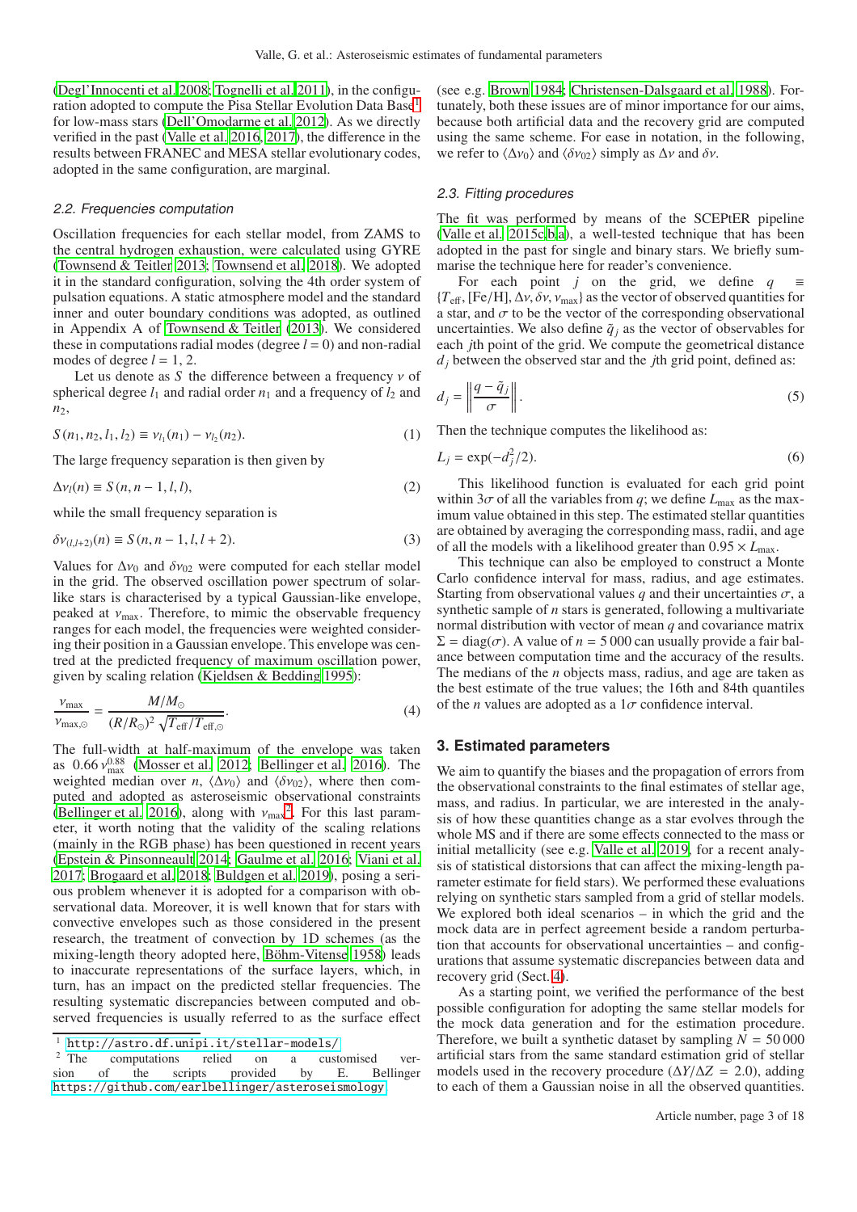(Degl'Innocenti et al. 2008; Tognelli et al. 2011), in the configuration adopted to compute the Pisa Stellar Evolution Data Base[1] for low-mass stars (Dell'Omodarme et al. 2012). As we directly verified in the past (Valle et al. 2016, 2017), the difference in the results between FRANEC and MESA stellar evolutionary codes, adopted in the same configuration, are marginal.

### 2.2. Frequencies computation

Oscillation frequencies for each stellar model, from ZAMS to the central hydrogen exhaustion, were calculated using GYRE (Townsend & Teitler 2013; Townsend et al. 2018). We adopted it in the standard configuration, solving the 4th order system of pulsation equations. A static atmosphere model and the standard inner and outer boundary conditions was adopted, as outlined in Appendix A of Townsend & Teitler (2013). We considered these in computations radial modes (degree $l = 0$) and non-radial modes of degree $l = 1, 2$.

Let us denote as $S$ the difference between a frequency $\nu$ of spherical degree $l_1$ and radial order $n_1$ and a frequency of $l_2$ and $n_2$,

$$S(n_1, n_2, l_1, l_2) \equiv \nu_{l_1}(n_1) - \nu_{l_2}(n_2). \tag{1}$$

The large frequency separation is then given by

$$\Delta\nu_l(n) \equiv S(n, n-1, l, l), \tag{2}$$

while the small frequency separation is

$$\delta\nu_{(l,l+2)}(n) \equiv S(n, n-1, l, l+2). \tag{3}$$

Values for $\Delta\nu_0$ and $\delta\nu_{02}$ were computed for each stellar model in the grid. The observed oscillation power spectrum of solar-like stars is characterised by a typical Gaussian-like envelope, peaked at $\nu_{\max}$. Therefore, to mimic the observable frequency ranges for each model, the frequencies were weighted considering their position in a Gaussian envelope. This envelope was centred at the predicted frequency of maximum oscillation power, given by scaling relation (Kjeldsen & Bedding 1995):

$$\frac{\nu_{\max}}{\nu_{\max,\odot}} = \frac{M/M_\odot}{(R/R_\odot)^2 \sqrt{T_{\rm eff}/T_{\rm eff,\odot}}}. \tag{4}$$

The full-width at half-maximum of the envelope was taken as $0.66\, \nu_{\max}^{0.88}$ (Mosser et al. 2012; Bellinger et al. 2016). The weighted median over $n$, $\langle\Delta\nu_0\rangle$ and $\langle\delta\nu_{02}\rangle$, where then computed and adopted as asteroseismic observational constraints (Bellinger et al. 2016), along with $\nu_{\max}$[2]. For this last parameter, it worth noting that the validity of the scaling relations (mainly in the RGB phase) has been questioned in recent years (Epstein & Pinsonneault 2014; Gaulme et al. 2016; Viani et al. 2017; Brogaard et al. 2018; Buldgen et al. 2019), posing a serious problem whenever it is adopted for a comparison with observational data. Moreover, it is well known that for stars with convective envelopes such as those considered in the present research, the treatment of convection by 1D schemes (as the mixing-length theory adopted here, Böhm-Vitense 1958) leads to inaccurate representations of the surface layers, which, in turn, has an impact on the predicted stellar frequencies. The resulting systematic discrepancies between computed and observed frequencies is usually referred to as the surface effect (see e.g. Brown 1984; Christensen-Dalsgaard et al. 1988). Fortunately, both these issues are of minor importance for our aims, because both artificial data and the recovery grid are computed using the same scheme. For ease in notation, in the following, we refer to $\langle\Delta\nu_0\rangle$ and $\langle\delta\nu_{02}\rangle$ simply as $\Delta\nu$ and $\delta\nu$.

### 2.3. Fitting procedures

The fit was performed by means of the SCEPtER pipeline (Valle et al. 2015c,b,a), a well-tested technique that has been adopted in the past for single and binary stars. We briefly summarise the technique here for reader's convenience.

For each point $j$ on the grid, we define $q \equiv \{T_{\rm eff}, [{\rm Fe/H}], \Delta\nu, \delta\nu, \nu_{\max}\}$ as the vector of observed quantities for a star, and $\sigma$ to be the vector of the corresponding observational uncertainties. We also define $\tilde{q}_j$ as the vector of observables for each $j$th point of the grid. We compute the geometrical distance $d_j$ between the observed star and the $j$th grid point, defined as:

$$d_j = \left\| \frac{q - \tilde{q}_j}{\sigma} \right\|. \tag{5}$$

Then the technique computes the likelihood as:

$$L_j = \exp(-d_j^2/2). \tag{6}$$

This likelihood function is evaluated for each grid point within $3\sigma$ of all the variables from $q$; we define $L_{\max}$ as the maximum value obtained in this step. The estimated stellar quantities are obtained by averaging the corresponding mass, radii, and age of all the models with a likelihood greater than $0.95 \times L_{\max}$.

This technique can also be employed to construct a Monte Carlo confidence interval for mass, radius, and age estimates. Starting from observational values $q$ and their uncertainties $\sigma$, a synthetic sample of $n$ stars is generated, following a multivariate normal distribution with vector of mean $q$ and covariance matrix $\Sigma = {\rm diag}(\sigma)$. A value of $n = 5\,000$ can usually provide a fair balance between computation time and the accuracy of the results. The medians of the $n$ objects mass, radius, and age are taken as the best estimate of the true values; the 16th and 84th quantiles of the $n$ values are adopted as a $1\sigma$ confidence interval.

## 3. Estimated parameters

We aim to quantify the biases and the propagation of errors from the observational constraints to the final estimates of stellar age, mass, and radius. In particular, we are interested in the analysis of how these quantities change as a star evolves through the whole MS and if there are some effects connected to the mass or initial metallicity (see e.g. Valle et al. 2019, for a recent analysis of statistical distortions that can affect the mixing-length parameter estimate for field stars). We performed these evaluations relying on synthetic stars sampled from a grid of stellar models. We explored both ideal scenarios – in which the grid and the mock data are in perfect agreement beside a random perturbation that accounts for observational uncertainties – and configurations that assume systematic discrepancies between data and recovery grid (Sect. 4).

As a starting point, we verified the performance of the best possible configuration for adopting the same stellar models for the mock data generation and for the estimation procedure. Therefore, we built a synthetic dataset by sampling $N = 50\,000$ artificial stars from the same standard estimation grid of stellar models used in the recovery procedure ($\Delta Y/\Delta Z = 2.0$), adding to each of them a Gaussian noise in all the observed quantities.

---

[1] http://astro.df.unipi.it/stellar-models/

[2] The computations relied on a customised version of the scripts provided by E. Bellinger https://github.com/earlbellinger/asteroseismology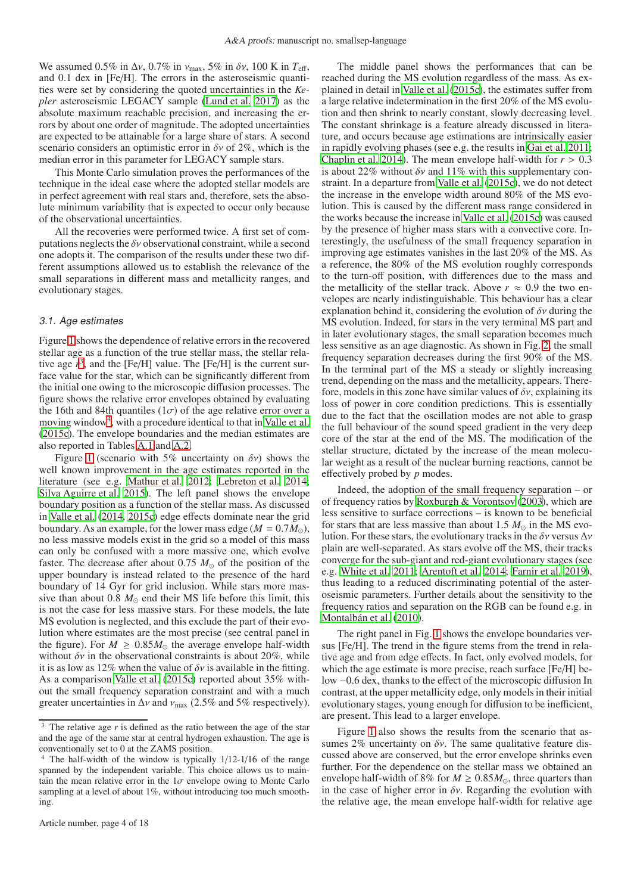We assumed 0.5% in $\Delta\nu$, 0.7% in $\nu_{\max}$, 5% in $\delta\nu$, 100 K in $T_{\rm eff}$, and 0.1 dex in [Fe/H]. The errors in the asteroseismic quantities were set by considering the quoted uncertainties in the *Kepler* asteroseismic LEGACY sample (Lund et al. 2017) as the absolute maximum reachable precision, and increasing the errors by about one order of magnitude. The adopted uncertainties are expected to be attainable for a large share of stars. A second scenario considers an optimistic error in $\delta\nu$ of 2%, which is the median error in this parameter for LEGACY sample stars.

This Monte Carlo simulation proves the performances of the technique in the ideal case where the adopted stellar models are in perfect agreement with real stars and, therefore, sets the absolute minimum variability that is expected to occur only because of the observational uncertainties.

All the recoveries were performed twice. A first set of computations neglects the $\delta\nu$ observational constraint, while a second one adopts it. The comparison of the results under these two different assumptions allowed us to establish the relevance of the small separations in different mass and metallicity ranges, and evolutionary stages.

### 3.1. Age estimates

Figure 1 shows the dependence of relative errors in the recovered stellar age as a function of the true stellar mass, the stellar relative age $r$[3], and the [Fe/H] value. The [Fe/H] is the current surface value for the star, which can be significantly different from the initial one owing to the microscopic diffusion processes. The figure shows the relative error envelopes obtained by evaluating the 16th and 84th quantiles ($1\sigma$) of the age relative error over a moving window[4], with a procedure identical to that in Valle et al. (2015c). The envelope boundaries and the median estimates are also reported in Tables A.1 and A.2.

Figure 1 (scenario with 5% uncertainty on $\delta\nu$) shows the well known improvement in the age estimates reported in the literature (see e.g. Mathur et al. 2012; Lebreton et al. 2014; Silva Aguirre et al. 2015). The left panel shows the envelope boundary position as a function of the stellar mass. As discussed in Valle et al. (2014, 2015c) edge effects dominate near the grid boundary. As an example, for the lower mass edge ($M = 0.7 M_{\odot}$), no less massive models exist in the grid so a model of this mass can only be confused with a more massive one, which evolve faster. The decrease after about 0.75 $M_{\odot}$ of the position of the upper boundary is instead related to the presence of the hard boundary of 14 Gyr for grid inclusion. While stars more massive than about 0.8 $M_{\odot}$ end their MS life before this limit, this is not the case for less massive stars. For these models, the late MS evolution is neglected, and this exclude the part of their evolution where estimates are the most precise (see central panel in the figure). For $M \geq 0.85 M_{\odot}$ the average envelope half-width without $\delta\nu$ in the observational constraints is about 20%, while it is as low as 12% when the value of $\delta\nu$ is available in the fitting. As a comparison Valle et al. (2015c) reported about 35% without the small frequency separation constraint and with a much greater uncertainties in $\Delta\nu$ and $\nu_{\max}$ (2.5% and 5% respectively).

The middle panel shows the performances that can be reached during the MS evolution regardless of the mass. As explained in detail in Valle et al. (2015c), the estimates suffer from a large relative indetermination in the first 20% of the MS evolution and then shrink to nearly constant, slowly decreasing level. The constant shrinkage is a feature already discussed in literature, and occurs because age estimations are intrinsically easier in rapidly evolving phases (see e.g. the results in Gai et al. 2011; Chaplin et al. 2014). The mean envelope half-width for $r > 0.3$ is about 22% without $\delta\nu$ and 11% with this supplementary constraint. In a departure from Valle et al. (2015c), we do not detect the increase in the envelope width around 80% of the MS evolution. This is caused by the different mass range considered in the works because the increase in Valle et al. (2015c) was caused by the presence of higher mass stars with a convective core. Interestingly, the usefulness of the small frequency separation in improving age estimates vanishes in the last 20% of the MS. As a reference, the 80% of the MS evolution roughly corresponds to the turn-off position, with differences due to the mass and the metallicity of the stellar track. Above $r \approx 0.9$ the two envelopes are nearly indistinguishable. This behaviour has a clear explanation behind it, considering the evolution of $\delta\nu$ during the MS evolution. Indeed, for stars in the very terminal MS part and in later evolutionary stages, the small separation becomes much less sensitive as an age diagnostic. As shown in Fig. 2, the small frequency separation decreases during the first 90% of the MS. In the terminal part of the MS a steady or slightly increasing trend, depending on the mass and the metallicity, appears. Therefore, models in this zone have similar values of $\delta\nu$, explaining its loss of power in core condition predictions. This is essentially due to the fact that the oscillation modes are not able to grasp the full behaviour of the sound speed gradient in the very deep core of the star at the end of the MS. The modification of the stellar structure, dictated by the increase of the mean molecular weight as a result of the nuclear burning reactions, cannot be effectively probed by $p$ modes.

Indeed, the adoption of the small frequency separation – or of frequency ratios by Roxburgh & Vorontsov (2003), which are less sensitive to surface corrections – is known to be beneficial for stars that are less massive than about 1.5 $M_{\odot}$ in the MS evolution. For these stars, the evolutionary tracks in the $\delta\nu$ versus $\Delta\nu$ plain are well-separated. As stars evolve off the MS, their tracks converge for the sub-giant and red-giant evolutionary stages (see e.g. White et al. 2011; Arentoft et al. 2014; Farnir et al. 2019), thus leading to a reduced discriminating potential of the asteroseismic parameters. Further details about the sensitivity to the frequency ratios and separation on the RGB can be found e.g. in Montalbán et al. (2010).

The right panel in Fig. 1 shows the envelope boundaries versus [Fe/H]. The trend in the figure stems from the trend in relative age and from edge effects. In fact, only evolved models, for which the age estimate is more precise, reach surface [Fe/H] below −0.6 dex, thanks to the effect of the microscopic diffusion In contrast, at the upper metallicity edge, only models in their initial evolutionary stages, young enough for diffusion to be inefficient, are present. This lead to a larger envelope.

Figure 1 also shows the results from the scenario that assumes 2% uncertainty on $\delta\nu$. The same qualitative feature discussed above are conserved, but the error envelope shrinks even further. For the dependence on the stellar mass we obtained an envelope half-width of 8% for $M \geq 0.85 M_{\odot}$, three quarters than in the case of higher error in $\delta\nu$. Regarding the evolution with the relative age, the mean envelope half-width for relative age

[3] The relative age $r$ is defined as the ratio between the age of the star and the age of the same star at central hydrogen exhaustion. The age is conventionally set to 0 at the ZAMS position.

[4] The half-width of the window is typically 1/12-1/16 of the range spanned by the independent variable. This choice allows us to maintain the mean relative error in the $1\sigma$ envelope owing to Monte Carlo sampling at a level of about 1%, without introducing too much smoothing.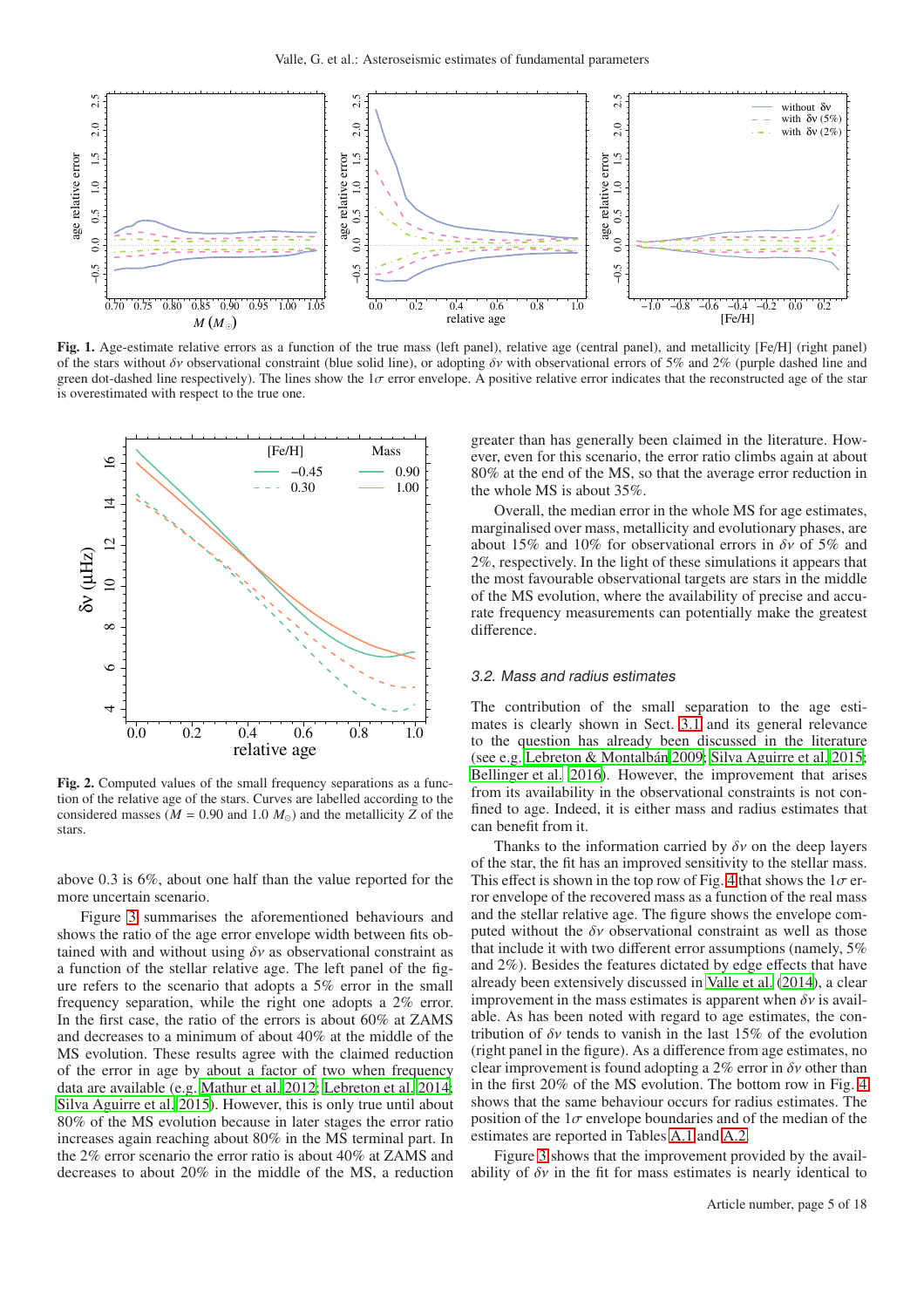**Fig. 1.** Age-estimate relative errors as a function of the true mass (left panel), relative age (central panel), and metallicity [Fe/H] (right panel) of the stars without $\delta\nu$ observational constraint (blue solid line), or adopting $\delta\nu$ with observational errors of 5% and 2% (purple dashed line and green dot-dashed line respectively). The lines show the $1\sigma$ error envelope. A positive relative error indicates that the reconstructed age of the star is overestimated with respect to the true one.

**Fig. 2.** Computed values of the small frequency separations as a function of the relative age of the stars. Curves are labelled according to the considered masses ($M$ = 0.90 and 1.0 $M_{\odot}$) and the metallicity $Z$ of the stars.

above 0.3 is 6%, about one half than the value reported for the more uncertain scenario.

Figure 3 summarises the aforementioned behaviours and shows the ratio of the age error envelope width between fits obtained with and without using $\delta\nu$ as observational constraint as a function of the stellar relative age. The left panel of the figure refers to the scenario that adopts a 5% error in the small frequency separation, while the right one adopts a 2% error. In the first case, the ratio of the errors is about 60% at ZAMS and decreases to a minimum of about 40% at the middle of the MS evolution. These results agree with the claimed reduction of the error in age by about a factor of two when frequency data are available (e.g. Mathur et al. 2012; Lebreton et al. 2014; Silva Aguirre et al. 2015). However, this is only true until about 80% of the MS evolution because in later stages the error ratio increases again reaching about 80% in the MS terminal part. In the 2% error scenario the error ratio is about 40% at ZAMS and decreases to about 20% in the middle of the MS, a reduction greater than has generally been claimed in the literature. However, even for this scenario, the error ratio climbs again at about 80% at the end of the MS, so that the average error reduction in the whole MS is about 35%.

Overall, the median error in the whole MS for age estimates, marginalised over mass, metallicity and evolutionary phases, are about 15% and 10% for observational errors in $\delta\nu$ of 5% and 2%, respectively. In the light of these simulations it appears that the most favourable observational targets are stars in the middle of the MS evolution, where the availability of precise and accurate frequency measurements can potentially make the greatest difference.

### 3.2. Mass and radius estimates

The contribution of the small separation to the age estimates is clearly shown in Sect. 3.1 and its general relevance to the question has already been discussed in the literature (see e.g. Lebreton & Montalbán 2009; Silva Aguirre et al. 2015; Bellinger et al. 2016). However, the improvement that arises from its availability in the observational constraints is not confined to age. Indeed, it is either mass and radius estimates that can benefit from it.

Thanks to the information carried by $\delta\nu$ on the deep layers of the star, the fit has an improved sensitivity to the stellar mass. This effect is shown in the top row of Fig. 4 that shows the $1\sigma$ error envelope of the recovered mass as a function of the real mass and the stellar relative age. The figure shows the envelope computed without the $\delta\nu$ observational constraint as well as those that include it with two different error assumptions (namely, 5% and 2%). Besides the features dictated by edge effects that have already been extensively discussed in Valle et al. (2014), a clear improvement in the mass estimates is apparent when $\delta\nu$ is available. As has been noted with regard to age estimates, the contribution of $\delta\nu$ tends to vanish in the last 15% of the evolution (right panel in the figure). As a difference from age estimates, no clear improvement is found adopting a 2% error in $\delta\nu$ other than in the first 20% of the MS evolution. The bottom row in Fig. 4 shows that the same behaviour occurs for radius estimates. The position of the $1\sigma$ envelope boundaries and of the median of the estimates are reported in Tables A.1 and A.2.

Figure 3 shows that the improvement provided by the availability of $\delta\nu$ in the fit for mass estimates is nearly identical to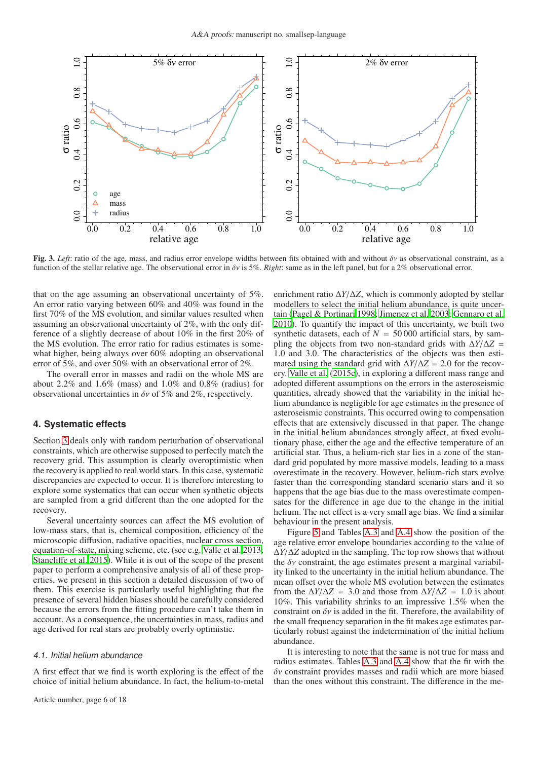**Fig. 3.** *Left*: ratio of the age, mass, and radius error envelope widths between fits obtained with and without $\delta\nu$ as observational constraint, as a function of the stellar relative age. The observational error in $\delta\nu$ is 5%. *Right*: same as in the left panel, but for a 2% observational error.

that on the age assuming an observational uncertainty of 5%. An error ratio varying between 60% and 40% was found in the first 70% of the MS evolution, and similar values resulted when assuming an observational uncertainty of 2%, with the only difference of a slightly decrease of about 10% in the first 20% of the MS evolution. The error ratio for radius estimates is somewhat higher, being always over 60% adopting an observational error of 5%, and over 50% with an observational error of 2%.

The overall error in masses and radii on the whole MS are about 2.2% and 1.6% (mass) and 1.0% and 0.8% (radius) for observational uncertainties in $\delta\nu$ of 5% and 2%, respectively.

## 4. Systematic effects

Section 3 deals only with random perturbation of observational constraints, which are otherwise supposed to perfectly match the recovery grid. This assumption is clearly overoptimistic when the recovery is applied to real world stars. In this case, systematic discrepancies are expected to occur. It is therefore interesting to explore some systematics that can occur when synthetic objects are sampled from a grid different than the one adopted for the recovery.

Several uncertainty sources can affect the MS evolution of low-mass stars, that is, chemical composition, efficiency of the microscopic diffusion, radiative opacities, nuclear cross section, equation-of-state, mixing scheme, etc. (see e.g. Valle et al. 2013; Stancliffe et al. 2015). While it is out of the scope of the present paper to perform a comprehensive analysis of all of these properties, we present in this section a detailed discussion of two of them. This exercise is particularly useful highlighting that the presence of several hidden biases should be carefully considered because the errors from the fitting procedure can't take them in account. As a consequence, the uncertainties in mass, radius and age derived for real stars are probably overly optimistic.

### 4.1. Initial helium abundance

A first effect that we find is worth exploring is the effect of the choice of initial helium abundance. In fact, the helium-to-metal enrichment ratio $\Delta Y/\Delta Z$, which is commonly adopted by stellar modellers to select the initial helium abundance, is quite uncertain (Pagel & Portinari 1998; Jimenez et al. 2003; Gennaro et al. 2010). To quantify the impact of this uncertainty, we built two synthetic datasets, each of $N = 50\,000$ artificial stars, by sampling the objects from two non-standard grids with $\Delta Y/\Delta Z$ = 1.0 and 3.0. The characteristics of the objects was then estimated using the standard grid with $\Delta Y/\Delta Z = 2.0$ for the recovery. Valle et al. (2015c), in exploring a different mass range and adopted different assumptions on the errors in the asteroseismic quantities, already showed that the variability in the initial helium abundance is negligible for age estimates in the presence of asteroseismic constraints. This occurred owing to compensation effects that are extensively discussed in that paper. The change in the initial helium abundances strongly affect, at fixed evolutionary phase, either the age and the effective temperature of an artificial star. Thus, a helium-rich star lies in a zone of the standard grid populated by more massive models, leading to a mass overestimate in the recovery. However, helium-rich stars evolve faster than the corresponding standard scenario stars and it so happens that the age bias due to the mass overestimate compensates for the difference in age due to the change in the initial helium. The net effect is a very small age bias. We find a similar behaviour in the present analysis.

Figure 5 and Tables A.3 and A.4 show the position of the age relative error envelope boundaries according to the value of $\Delta Y/\Delta Z$ adopted in the sampling. The top row shows that without the $\delta\nu$ constraint, the age estimates present a marginal variability linked to the uncertainty in the initial helium abundance. The mean offset over the whole MS evolution between the estimates from the $\Delta Y/\Delta Z = 3.0$ and those from $\Delta Y/\Delta Z = 1.0$ is about 10%. This variability shrinks to an impressive 1.5% when the constraint on $\delta\nu$ is added in the fit. Therefore, the availability of the small frequency separation in the fit makes age estimates particularly robust against the indetermination of the initial helium abundance.

It is interesting to note that the same is not true for mass and radius estimates. Tables A.3 and A.4 show that the fit with the $\delta\nu$ constraint provides masses and radii which are more biased than the ones without this constraint. The difference in the me-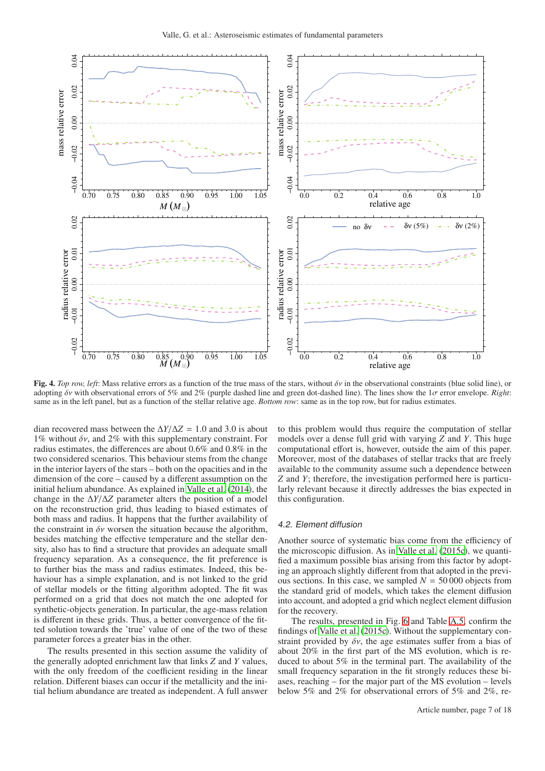mass relative error

0.04
0.02
0.00
−0.02
−0.04

0.70 0.75 0.80 0.85 0.90 0.95 1.00 1.05

$M\ (M_\odot)$

mass relative error

0.04
0.02
0.00
−0.02
−0.04

0.0 0.2 0.4 0.6 0.8 1.0

relative age

radius relative error

0.02
0.01
0.00
−0.01
−0.02

0.70 0.75 0.80 0.85 0.90 0.95 1.00 1.05

$M\ (M_\odot)$

radius relative error

0.02
0.01
0.00
−0.01
−0.02

0.0 0.2 0.4 0.6 0.8 1.0

relative age

no δν   δν (5%)   δν (2%)

**Fig. 4.** *Top row, left*: Mass relative errors as a function of the true mass of the stars, without $\delta\nu$ in the observational constraints (blue solid line), or adopting $\delta\nu$ with observational errors of 5% and 2% (purple dashed line and green dot-dashed line). The lines show the 1$\sigma$ error envelope. *Right*: same as in the left panel, but as a function of the stellar relative age. *Bottom row*: same as in the top row, but for radius estimates.

dian recovered mass between the $\Delta Y/\Delta Z = 1.0$ and 3.0 is about 1% without $\delta\nu$, and 2% with this supplementary constraint. For radius estimates, the differences are about 0.6% and 0.8% in the two considered scenarios. This behaviour stems from the change in the interior layers of the stars – both on the opacities and in the dimension of the core – caused by a different assumption on the initial helium abundance. As explained in Valle et al. (2014), the change in the $\Delta Y/\Delta Z$ parameter alters the position of a model on the reconstruction grid, thus leading to biased estimates of both mass and radius. It happens that the further availability of the constraint in $\delta\nu$ worsen the situation because the algorithm, besides matching the effective temperature and the stellar density, also has to find a structure that provides an adequate small frequency separation. As a consequence, the fit preference is to further bias the mass and radius estimates. Indeed, this behaviour has a simple explanation, and is not linked to the grid of stellar models or the fitting algorithm adopted. The fit was performed on a grid that does not match the one adopted for synthetic-objects generation. In particular, the age-mass relation is different in these grids. Thus, a better convergence of the fitted solution towards the 'true' value of one of the two of these parameter forces a greater bias in the other.

The results presented in this section assume the validity of the generally adopted enrichment law that links $Z$ and $Y$ values, with the only freedom of the coefficient residing in the linear relation. Different biases can occur if the metallicity and the initial helium abundance are treated as independent. A full answer to this problem would thus require the computation of stellar models over a dense full grid with varying $Z$ and $Y$. This huge computational effort is, however, outside the aim of this paper. Moreover, most of the databases of stellar tracks that are freely available to the community assume such a dependence between $Z$ and $Y$; therefore, the investigation performed here is particularly relevant because it directly addresses the bias expected in this configuration.

### 4.2. Element diffusion

Another source of systematic bias come from the efficiency of the microscopic diffusion. As in Valle et al. (2015c), we quantified a maximum possible bias arising from this factor by adopting an approach slightly different from that adopted in the previous sections. In this case, we sampled $N = 50\,000$ objects from the standard grid of models, which takes the element diffusion into account, and adopted a grid which neglect element diffusion for the recovery.

The results, presented in Fig. 6 and Table A.5, confirm the findings of Valle et al. (2015c). Without the supplementary constraint provided by $\delta\nu$, the age estimates suffer from a bias of about 20% in the first part of the MS evolution, which is reduced to about 5% in the terminal part. The availability of the small frequency separation in the fit strongly reduces these biases, reaching – for the major part of the MS evolution – levels below 5% and 2% for observational errors of 5% and 2%, re-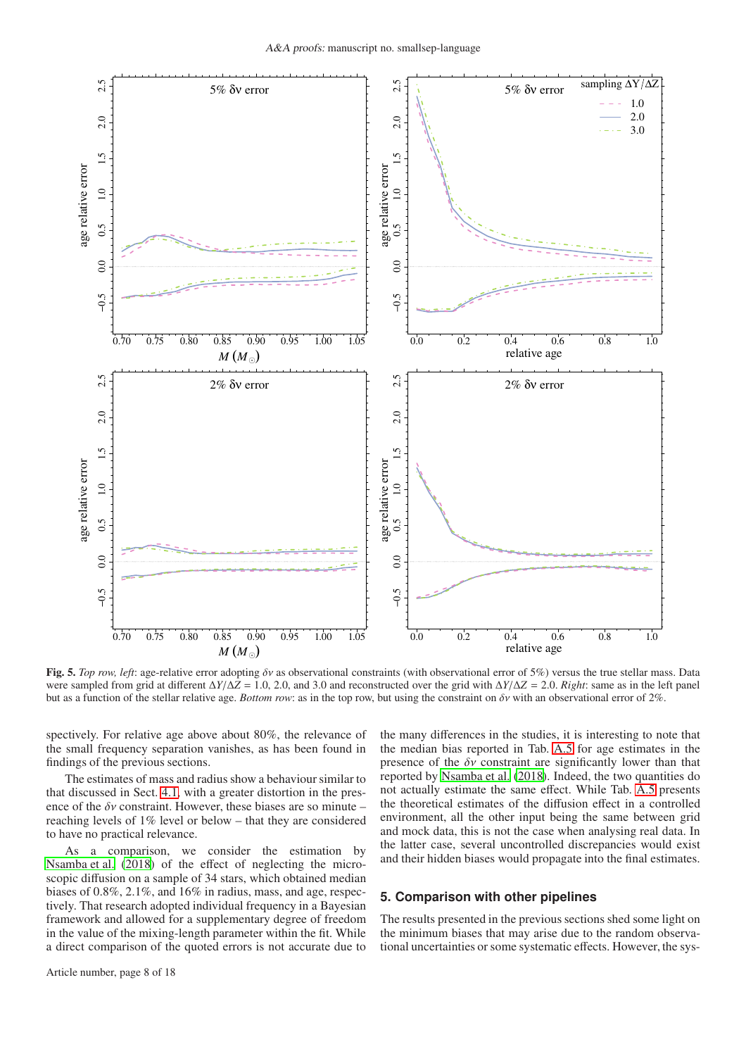**Fig. 5.** *Top row, left*: age-relative error adopting $\delta\nu$ as observational constraints (with observational error of 5%) versus the true stellar mass. Data were sampled from grid at different $\Delta Y/\Delta Z$ = 1.0, 2.0, and 3.0 and reconstructed over the grid with $\Delta Y/\Delta Z$ = 2.0. *Right*: same as in the left panel but as a function of the stellar relative age. *Bottom row*: as in the top row, but using the constraint on $\delta\nu$ with an observational error of 2%.

spectively. For relative age above about 80%, the relevance of the small frequency separation vanishes, as has been found in findings of the previous sections.

The estimates of mass and radius show a behaviour similar to that discussed in Sect. 4.1, with a greater distortion in the presence of the $\delta\nu$ constraint. However, these biases are so minute – reaching levels of 1% level or below – that they are considered to have no practical relevance.

As a comparison, we consider the estimation by Nsamba et al. (2018) of the effect of neglecting the microscopic diffusion on a sample of 34 stars, which obtained median biases of 0.8%, 2.1%, and 16% in radius, mass, and age, respectively. That research adopted individual frequency in a Bayesian framework and allowed for a supplementary degree of freedom in the value of the mixing-length parameter within the fit. While a direct comparison of the quoted errors is not accurate due to the many differences in the studies, it is interesting to note that the median bias reported in Tab. A.5 for age estimates in the presence of the $\delta\nu$ constraint are significantly lower than that reported by Nsamba et al. (2018). Indeed, the two quantities do not actually estimate the same effect. While Tab. A.5 presents the theoretical estimates of the diffusion effect in a controlled environment, all the other input being the same between grid and mock data, this is not the case when analysing real data. In the latter case, several uncontrolled discrepancies would exist and their hidden biases would propagate into the final estimates.

## 5. Comparison with other pipelines

The results presented in the previous sections shed some light on the minimum biases that may arise due to the random observational uncertainties or some systematic effects. However, the sys-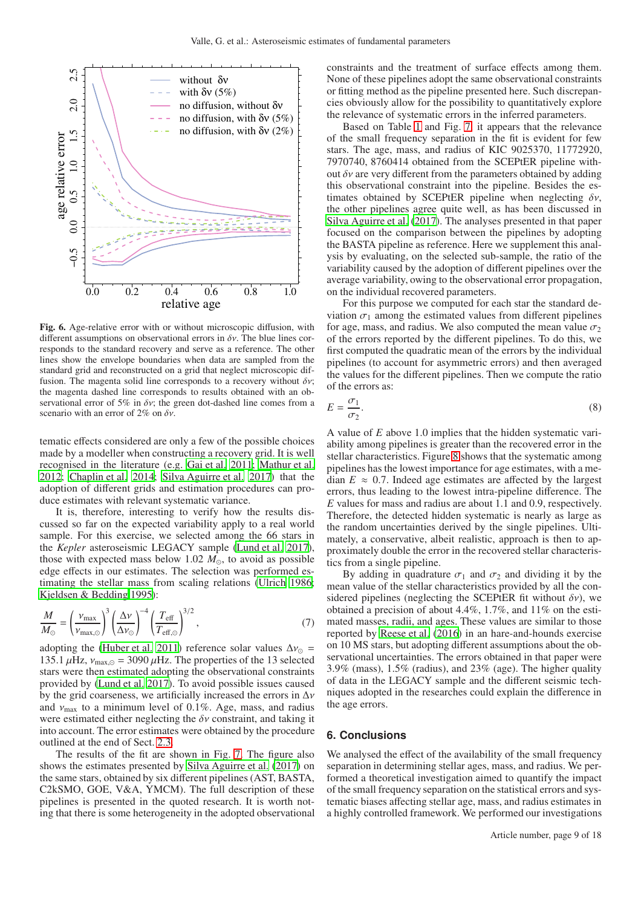**Fig. 6.** Age-relative error with or without microscopic diffusion, with different assumptions on observational errors in $\delta\nu$. The blue lines corresponds to the standard recovery and serve as a reference. The other lines show the envelope boundaries when data are sampled from the standard grid and reconstructed on a grid that neglect microscopic diffusion. The magenta solid line corresponds to a recovery without $\delta\nu$; the magenta dashed line corresponds to results obtained with an observational error of 5% in $\delta\nu$; the green dot-dashed line comes from a scenario with an error of 2% on $\delta\nu$.

tematic effects considered are only a few of the possible choices made by a modeller when constructing a recovery grid. It is well recognised in the literature (e.g. Gai et al. 2011; Mathur et al. 2012; Chaplin et al. 2014; Silva Aguirre et al. 2017) that the adoption of different grids and estimation procedures can produce estimates with relevant systematic variance.

It is, therefore, interesting to verify how the results discussed so far on the expected variability apply to a real world sample. For this exercise, we selected among the 66 stars in the *Kepler* asteroseismic LEGACY sample (Lund et al. 2017), those with expected mass below 1.02 $M_\odot$, to avoid as possible edge effects in our estimates. The selection was performed estimating the stellar mass from scaling relations (Ulrich 1986; Kjeldsen & Bedding 1995):

$$\frac{M}{M_\odot} = \left(\frac{\nu_{\rm max}}{\nu_{\rm max,\odot}}\right)^3 \left(\frac{\Delta\nu}{\Delta\nu_\odot}\right)^{-4} \left(\frac{T_{\rm eff}}{T_{\rm eff,\odot}}\right)^{3/2}, \tag{7}$$

adopting the (Huber et al. 2011) reference solar values $\Delta\nu_\odot = 135.1\ \mu$Hz, $\nu_{\rm max,\odot} = 3090\ \mu$Hz. The properties of the 13 selected stars were then estimated adopting the observational constraints provided by (Lund et al. 2017). To avoid possible issues caused by the grid coarseness, we artificially increased the errors in $\Delta\nu$ and $\nu_{\rm max}$ to a minimum level of 0.1%. Age, mass, and radius were estimated either neglecting the $\delta\nu$ constraint, and taking it into account. The error estimates were obtained by the procedure outlined at the end of Sect. 2.3.

The results of the fit are shown in Fig. 7. The figure also shows the estimates presented by Silva Aguirre et al. (2017) on the same stars, obtained by six different pipelines (AST, BASTA, C2kSMO, GOE, V&A, YMCM). The full description of these pipelines is presented in the quoted research. It is worth noting that there is some heterogeneity in the adopted observational constraints and the treatment of surface effects among them. None of these pipelines adopt the same observational constraints or fitting method as the pipeline presented here. Such discrepancies obviously allow for the possibility to quantitatively explore the relevance of systematic errors in the inferred parameters.

Based on Table 1 and Fig. 7, it appears that the relevance of the small frequency separation in the fit is evident for few stars. The age, mass, and radius of KIC 9025370, 11772920, 7970740, 8760414 obtained from the SCEPtER pipeline without $\delta\nu$ are very different from the parameters obtained by adding this observational constraint into the pipeline. Besides the estimates obtained by SCEPtER pipeline when neglecting $\delta\nu$, the other pipelines agree quite well, as has been discussed in Silva Aguirre et al. (2017). The analyses presented in that paper focused on the comparison between the pipelines by adopting the BASTA pipeline as reference. Here we supplement this analysis by evaluating, on the selected sub-sample, the ratio of the variability caused by the adoption of different pipelines over the average variability, owing to the observational error propagation, on the individual recovered parameters.

For this purpose we computed for each star the standard deviation $\sigma_1$ among the estimated values from different pipelines for age, mass, and radius. We also computed the mean value $\sigma_2$ of the errors reported by the different pipelines. To do this, we first computed the quadratic mean of the errors by the individual pipelines (to account for asymmetric errors) and then averaged the values for the different pipelines. Then we compute the ratio of the errors as:

$$E = \frac{\sigma_1}{\sigma_2}. \tag{8}$$

A value of $E$ above 1.0 implies that the hidden systematic variability among pipelines is greater than the recovered error in the stellar characteristics. Figure 8 shows that the systematic among pipelines has the lowest importance for age estimates, with a median $E \approx 0.7$. Indeed age estimates are affected by the largest errors, thus leading to the lowest intra-pipeline difference. The $E$ values for mass and radius are about 1.1 and 0.9, respectively. Therefore, the detected hidden systematic is nearly as large as the random uncertainties derived by the single pipelines. Ultimately, a conservative, albeit realistic, approach is then to approximately double the error in the recovered stellar characteristics from a single pipeline.

By adding in quadrature $\sigma_1$ and $\sigma_2$ and dividing it by the mean value of the stellar characteristics provided by all the considered pipelines (neglecting the SCEPtER fit without $\delta\nu$), we obtained a precision of about 4.4%, 1.7%, and 11% on the estimated masses, radii, and ages. These values are similar to those reported by Reese et al. (2016) in an hare-and-hounds exercise on 10 MS stars, but adopting different assumptions about the observational uncertainties. The errors obtained in that paper were 3.9% (mass), 1.5% (radius), and 23% (age). The higher quality of data in the LEGACY sample and the different seismic techniques adopted in the researches could explain the difference in the age errors.

## 6. Conclusions

We analysed the effect of the availability of the small frequency separation in determining stellar ages, mass, and radius. We performed a theoretical investigation aimed to quantify the impact of the small frequency separation on the statistical errors and systematic biases affecting stellar age, mass, and radius estimates in a highly controlled framework. We performed our investigations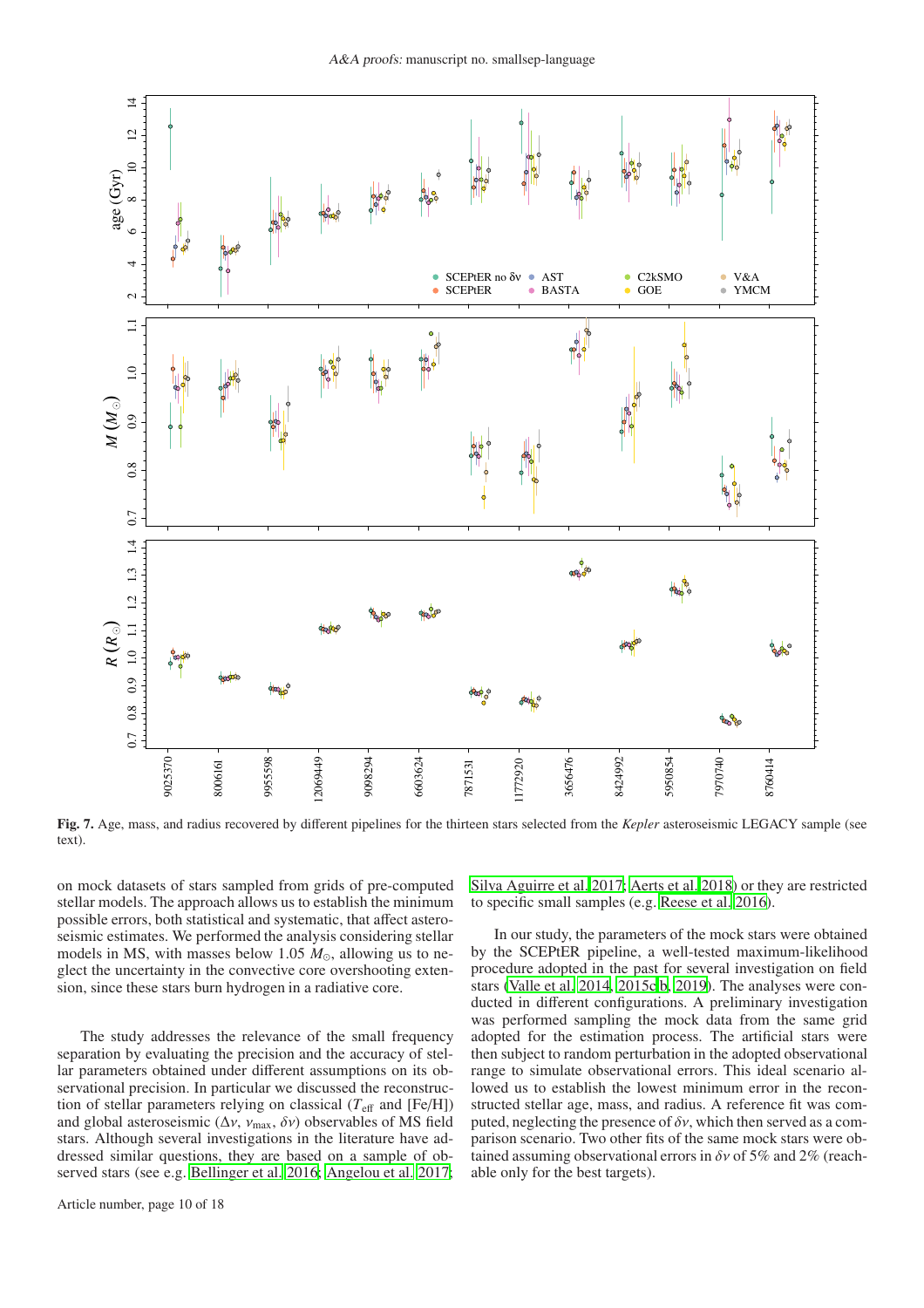**Fig. 7.** Age, mass, and radius recovered by different pipelines for the thirteen stars selected from the *Kepler* asteroseismic LEGACY sample (see text).

on mock datasets of stars sampled from grids of pre-computed stellar models. The approach allows us to establish the minimum possible errors, both statistical and systematic, that affect asteroseismic estimates. We performed the analysis considering stellar models in MS, with masses below 1.05 $M_{\odot}$, allowing us to neglect the uncertainty in the convective core overshooting extension, since these stars burn hydrogen in a radiative core.

The study addresses the relevance of the small frequency separation by evaluating the precision and the accuracy of stellar parameters obtained under different assumptions on its observational precision. In particular we discussed the reconstruction of stellar parameters relying on classical ($T_{\rm eff}$ and [Fe/H]) and global asteroseismic ($\Delta\nu$, $\nu_{\rm max}$, $\delta\nu$) observables of MS field stars. Although several investigations in the literature have addressed similar questions, they are based on a sample of observed stars (see e.g. Bellinger et al. 2016; Angelou et al. 2017; Silva Aguirre et al. 2017; Aerts et al. 2018) or they are restricted to specific small samples (e.g. Reese et al. 2016).

In our study, the parameters of the mock stars were obtained by the SCEPtER pipeline, a well-tested maximum-likelihood procedure adopted in the past for several investigation on field stars (Valle et al. 2014, 2015c,b, 2019). The analyses were conducted in different configurations. A preliminary investigation was performed sampling the mock data from the same grid adopted for the estimation process. The artificial stars were then subject to random perturbation in the adopted observational range to simulate observational errors. This ideal scenario allowed us to establish the lowest minimum error in the reconstructed stellar age, mass, and radius. A reference fit was computed, neglecting the presence of $\delta\nu$, which then served as a comparison scenario. Two other fits of the same mock stars were obtained assuming observational errors in $\delta\nu$ of 5% and 2% (reachable only for the best targets).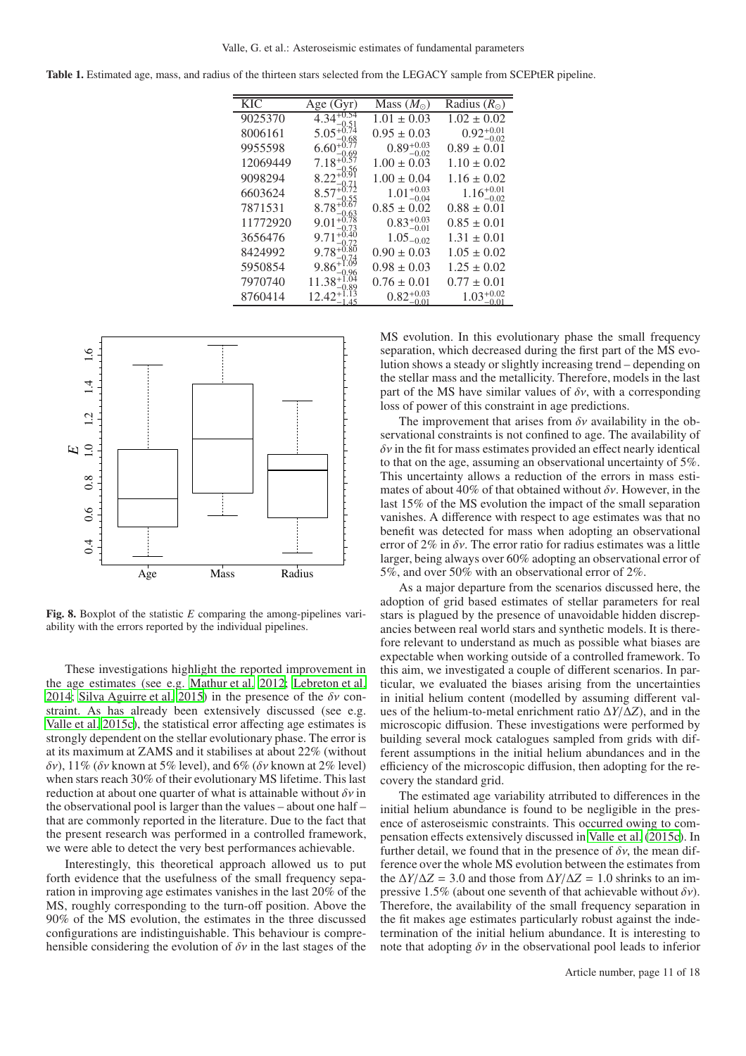**Table 1.** Estimated age, mass, and radius of the thirteen stars selected from the LEGACY sample from SCEPtER pipeline.

| KIC | Age (Gyr) | Mass ($M_\odot$) | Radius ($R_\odot$) |
|---|---|---|---|
| 9025370 | $4.34^{+0.54}_{-0.51}$ | $1.01 \pm 0.03$ | $1.02 \pm 0.02$ |
| 8006161 | $5.05^{+0.74}_{-0.68}$ | $0.95 \pm 0.03$ | $0.92^{+0.01}_{-0.02}$ |
| 9955598 | $6.60^{+0.77}_{-0.69}$ | $0.89^{+0.03}_{-0.02}$ | $0.89 \pm 0.01$ |
| 12069449 | $7.18^{+0.57}_{-0.56}$ | $1.00 \pm 0.03$ | $1.10 \pm 0.02$ |
| 9098294 | $8.22^{+0.91}_{-0.71}$ | $1.00 \pm 0.04$ | $1.16 \pm 0.02$ |
| 6603624 | $8.57^{+0.72}_{-0.55}$ | $1.01^{+0.03}_{-0.04}$ | $1.16^{+0.01}_{-0.02}$ |
| 7871531 | $8.78^{+0.67}_{-0.63}$ | $0.85 \pm 0.02$ | $0.88 \pm 0.01$ |
| 11772920 | $9.01^{+0.78}_{-0.73}$ | $0.83^{+0.03}_{-0.01}$ | $0.85 \pm 0.01$ |
| 3656476 | $9.71^{+0.40}_{-0.72}$ | $1.05_{-0.02}$ | $1.31 \pm 0.01$ |
| 8424992 | $9.78^{+0.80}_{-0.74}$ | $0.90 \pm 0.03$ | $1.05 \pm 0.02$ |
| 5950854 | $9.86^{+1.09}_{-0.96}$ | $0.98 \pm 0.03$ | $1.25 \pm 0.02$ |
| 7970740 | $11.38^{+1.04}_{-0.89}$ | $0.76 \pm 0.01$ | $0.77 \pm 0.01$ |
| 8760414 | $12.42^{+1.13}_{-1.45}$ | $0.82^{+0.03}_{-0.01}$ | $1.03^{+0.02}_{-0.01}$ |

**Fig. 8.** Boxplot of the statistic $E$ comparing the among-pipelines variability with the errors reported by the individual pipelines.

These investigations highlight the reported improvement in the age estimates (see e.g. Mathur et al. 2012; Lebreton et al. 2014; Silva Aguirre et al. 2015) in the presence of the $\delta\nu$ constraint. As has already been extensively discussed (see e.g. Valle et al. 2015c), the statistical error affecting age estimates is strongly dependent on the stellar evolutionary phase. The error is at its maximum at ZAMS and it stabilises at about 22% (without $\delta\nu$), 11% ($\delta\nu$ known at 5% level), and 6% ($\delta\nu$ known at 2% level) when stars reach 30% of their evolutionary MS lifetime. This last reduction at about one quarter of what is attainable without $\delta\nu$ in the observational pool is larger than the values – about one half – that are commonly reported in the literature. Due to the fact that the present research was performed in a controlled framework, we were able to detect the very best performances achievable.

Interestingly, this theoretical approach allowed us to put forth evidence that the usefulness of the small frequency separation in improving age estimates vanishes in the last 20% of the MS, roughly corresponding to the turn-off position. Above the 90% of the MS evolution, the estimates in the three discussed configurations are indistinguishable. This behaviour is comprehensible considering the evolution of $\delta\nu$ in the last stages of the MS evolution. In this evolutionary phase the small frequency separation, which decreased during the first part of the MS evolution shows a steady or slightly increasing trend – depending on the stellar mass and the metallicity. Therefore, models in the last part of the MS have similar values of $\delta\nu$, with a corresponding loss of power of this constraint in age predictions.

The improvement that arises from $\delta\nu$ availability in the observational constraints is not confined to age. The availability of $\delta\nu$ in the fit for mass estimates provided an effect nearly identical to that on the age, assuming an observational uncertainty of 5%. This uncertainty allows a reduction of the errors in mass estimates of about 40% of that obtained without $\delta\nu$. However, in the last 15% of the MS evolution the impact of the small separation vanishes. A difference with respect to age estimates was that no benefit was detected for mass when adopting an observational error of 2% in $\delta\nu$. The error ratio for radius estimates was a little larger, being always over 60% adopting an observational error of 5%, and over 50% with an observational error of 2%.

As a major departure from the scenarios discussed here, the adoption of grid based estimates of stellar parameters for real stars is plagued by the presence of unavoidable hidden discrepancies between real world stars and synthetic models. It is therefore relevant to understand as much as possible what biases are expectable when working outside of a controlled framework. To this aim, we investigated a couple of different scenarios. In particular, we evaluated the biases arising from the uncertainties in initial helium content (modelled by assuming different values of the helium-to-metal enrichment ratio $\Delta Y/\Delta Z$), and in the microscopic diffusion. These investigations were performed by building several mock catalogues sampled from grids with different assumptions in the initial helium abundances and in the efficiency of the microscopic diffusion, then adopting for the recovery the standard grid.

The estimated age variability atrributed to differences in the initial helium abundance is found to be negligible in the presence of asteroseismic constraints. This occurred owing to compensation effects extensively discussed in Valle et al. (2015c). In further detail, we found that in the presence of $\delta\nu$, the mean difference over the whole MS evolution between the estimates from the $\Delta Y/\Delta Z = 3.0$ and those from $\Delta Y/\Delta Z = 1.0$ shrinks to an impressive 1.5% (about one seventh of that achievable without $\delta\nu$). Therefore, the availability of the small frequency separation in the fit makes age estimates particularly robust against the indetermination of the initial helium abundance. It is interesting to note that adopting $\delta\nu$ in the observational pool leads to inferior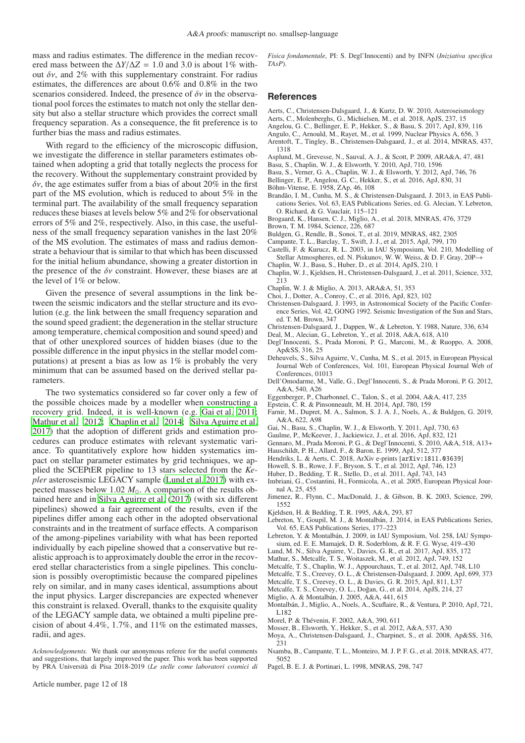mass and radius estimates. The difference in the median recovered mass between the $\Delta Y/\Delta Z = 1.0$ and 3.0 is about 1% without $\delta\nu$, and 2% with this supplementary constraint. For radius estimates, the differences are about 0.6% and 0.8% in the two scenarios considered. Indeed, the presence of $\delta\nu$ in the observational pool forces the estimates to match not only the stellar density but also a stellar structure which provides the correct small frequency separation. As a consequence, the fit preference is to further bias the mass and radius estimates.

With regard to the efficiency of the microscopic diffusion, we investigate the difference in stellar parameters estimates obtained when adopting a grid that totally neglects the process for the recovery. Without the supplementary constraint provided by $\delta\nu$, the age estimates suffer from a bias of about 20% in the first part of the MS evolution, which is reduced to about 5% in the terminal part. The availability of the small frequency separation reduces these biases at levels below 5% and 2% for observational errors of 5% and 2%, respectively. Also, in this case, the usefulness of the small frequency separation vanishes in the last 20% of the MS evolution. The estimates of mass and radius demonstrate a behaviour that is similar to that which has been discussed for the initial helium abundance, showing a greater distortion in the presence of the $\delta\nu$ constraint. However, these biases are at the level of 1% or below.

Given the presence of several assumptions in the link between the seismic indicators and the stellar structure and its evolution (e.g. the link between the small frequency separation and the sound speed gradient; the degeneration in the stellar structure among temperature, chemical composition and sound speed) and that of other unexplored sources of hidden biases (due to the possible difference in the input physics in the stellar model computations) at present a bias as low as 1% is probably the very minimum that can be assumed based on the derived stellar parameters.

The two systematics considered so far cover only a few of the possible choices made by a modeller when constructing a recovery grid. Indeed, it is well-known (e.g. Gai et al. 2011; Mathur et al. 2012; Chaplin et al. 2014; Silva Aguirre et al. 2017) that the adoption of different grids and estimation procedures can produce estimates with relevant systematic variance. To quantitatively explore how hidden systematics impact on stellar parameter estimates by grid techniques, we applied the SCEPtER pipeline to 13 stars selected from the *Kepler* asteroseismic LEGACY sample (Lund et al. 2017) with expected masses below 1.02 $M_{\odot}$. A comparison of the results obtained here and in Silva Aguirre et al. (2017) (with six different pipelines) showed a fair agreement of the results, even if the pipelines differ among each other in the adopted observational constraints and in the treatment of surface effects. A comparison of the among-pipelines variability with what has been reported individually by each pipeline showed that a conservative but realistic approach is to approximately double the error in the recovered stellar characteristics from a single pipelines. This conclusion is possibly overoptimistic because the compared pipelines rely on similar, and in many cases identical, assumptions about the input physics. Larger discrepancies are expected whenever this constraint is relaxed. Overall, thanks to the exquisite quality of the LEGACY sample data, we obtained a multi pipeline precision of about 4.4%, 1.7%, and 11% on the estimated masses, radii, and ages.

*Acknowledgements.* We thank our anonymous referee for the useful comments and suggestions, that largely improved the paper. This work has been supported by PRA Università di Pisa 2018-2019 (*Le stelle come laboratori cosmici di Fisica fondamentale*, PI: S. Degl'Innocenti) and by INFN (*Iniziativa specifica TAsP*).

## References

Aerts, C., Christensen-Dalsgaard, J., & Kurtz, D. W. 2010, Asteroseismology
Aerts, C., Molenberghs, G., Michielsen, M., et al. 2018, ApJS, 237, 15
Angelou, G. C., Bellinger, E. P., Hekker, S., & Basu, S. 2017, ApJ, 839, 116
Angulo, C., Arnould, M., Rayet, M., et al. 1999, Nuclear Physics A, 656, 3
Arentoft, T., Tingley, B., Christensen-Dalsgaard, J., et al. 2014, MNRAS, 437, 1318
Asplund, M., Grevesse, N., Sauval, A. J., & Scott, P. 2009, ARA&A, 47, 481
Basu, S., Chaplin, W. J., & Elsworth, Y. 2010, ApJ, 710, 1596
Basu, S., Verner, G. A., Chaplin, W. J., & Elsworth, Y. 2012, ApJ, 746, 76
Bellinger, E. P., Angelou, G. C., Hekker, S., et al. 2016, ApJ, 830, 31
Böhm-Vitense, E. 1958, ZAp, 46, 108
Brandão, I. M., Cunha, M. S., & Christensen-Dalsgaard, J. 2013, in EAS Publications Series, Vol. 63, EAS Publications Series, ed. G. Alecian, Y. Lebreton, O. Richard, & G. Vauclair, 115–121
Brogaard, K., Hansen, C. J., Miglio, A., et al. 2018, MNRAS, 476, 3729
Brown, T. M. 1984, Science, 226, 687
Buldgen, G., Rendle, B., Sonoi, T., et al. 2019, MNRAS, 482, 2305
Campante, T. L., Barclay, T., Swift, J. J., et al. 2015, ApJ, 799, 170
Castelli, F. & Kurucz, R. L. 2003, in IAU Symposium, Vol. 210, Modelling of Stellar Atmospheres, ed. N. Piskunov, W. W. Weiss, & D. F. Gray, 20P–+
Chaplin, W. J., Basu, S., Huber, D., et al. 2014, ApJS, 210, 1
Chaplin, W. J., Kjeldsen, H., Christensen-Dalsgaard, J., et al. 2011, Science, 332, 213
Chaplin, W. J. & Miglio, A. 2013, ARA&A, 51, 353
Choi, J., Dotter, A., Conroy, C., et al. 2016, ApJ, 823, 102
Christensen-Dalsgaard, J. 1993, in Astronomical Society of the Pacific Conference Series, Vol. 42, GONG 1992. Seismic Investigation of the Sun and Stars, ed. T. M. Brown, 347
Christensen-Dalsgaard, J., Dappen, W., & Lebreton, Y. 1988, Nature, 336, 634
Deal, M., Alecian, G., Lebreton, Y., et al. 2018, A&A, 618, A10
Degl'Innocenti, S., Prada Moroni, P. G., Marconi, M., & Ruoppo, A. 2008, Ap&SS, 316, 25
Deheuvels, S., Silva Aguirre, V., Cunha, M. S., et al. 2015, in European Physical Journal Web of Conferences, Vol. 101, European Physical Journal Web of Conferences, 01013
Dell'Omodarme, M., Valle, G., Degl'Innocenti, S., & Prada Moroni, P. G. 2012, A&A, 540, A26
Eggenberger, P., Charbonnel, C., Talon, S., et al. 2004, A&A, 417, 235
Epstein, C. R. & Pinsonneault, M. H. 2014, ApJ, 780, 159
Farnir, M., Dupret, M. A., Salmon, S. J. A. J., Noels, A., & Buldgen, G. 2019, A&A, 622, A98
Gai, N., Basu, S., Chaplin, W. J., & Elsworth, Y. 2011, ApJ, 730, 63
Gaulme, P., McKeever, J., Jackiewicz, J., et al. 2016, ApJ, 832, 121
Gennaro, M., Prada Moroni, P. G., & Degl'Innocenti, S. 2010, A&A, 518, A13+
Hauschildt, P. H., Allard, F., & Baron, E. 1999, ApJ, 512, 377
Hendriks, L. & Aerts, C. 2018, ArXiv e-prints [arXiv:1811.03639]
Howell, S. B., Rowe, J. F., Bryson, S. T., et al. 2012, ApJ, 746, 123
Huber, D., Bedding, T. R., Stello, D., et al. 2011, ApJ, 743, 143
Imbriani, G., Costantini, H., Formicola, A., et al. 2005, European Physical Journal A, 25, 455
Jimenez, R., Flynn, C., MacDonald, J., & Gibson, B. K. 2003, Science, 299, 1552
Kjeldsen, H. & Bedding, T. R. 1995, A&A, 293, 87
Lebreton, Y., Goupil, M. J., & Montalbán, J. 2014, in EAS Publications Series, Vol. 65, EAS Publications Series, 177–223
Lebreton, Y. & Montalbán, J. 2009, in IAU Symposium, Vol. 258, IAU Symposium, ed. E. E. Mamajek, D. R. Soderblom, & R. F. G. Wyse, 419–430
Lund, M. N., Silva Aguirre, V., Davies, G. R., et al. 2017, ApJ, 835, 172
Mathur, S., Metcalfe, T. S., Woitaszek, M., et al. 2012, ApJ, 749, 152
Metcalfe, T. S., Chaplin, W. J., Appourchaux, T., et al. 2012, ApJ, 748, L10
Metcalfe, T. S., Creevey, O. L., & Christensen-Dalsgaard, J. 2009, ApJ, 699, 373
Metcalfe, T. S., Creevey, O. L., & Davies, G. R. 2015, ApJ, 811, L37
Metcalfe, T. S., Creevey, O. L., Doğan, G., et al. 2014, ApJS, 214, 27
Miglio, A. & Montalbán, J. 2005, A&A, 441, 615
Montalbán, J., Miglio, A., Noels, A., Scuflaire, R., & Ventura, P. 2010, ApJ, 721, L182
Morel, P. & Thévenin, F. 2002, A&A, 390, 611
Mosser, B., Elsworth, Y., Hekker, S., et al. 2012, A&A, 537, A30
Moya, A., Christensen-Dalsgaard, J., Charpinet, S., et al. 2008, Ap&SS, 316, 231
Nsamba, B., Campante, T. L., Monteiro, M. J. P. F. G., et al. 2018, MNRAS, 477, 5052
Pagel, B. E. J. & Portinari, L. 1998, MNRAS, 298, 747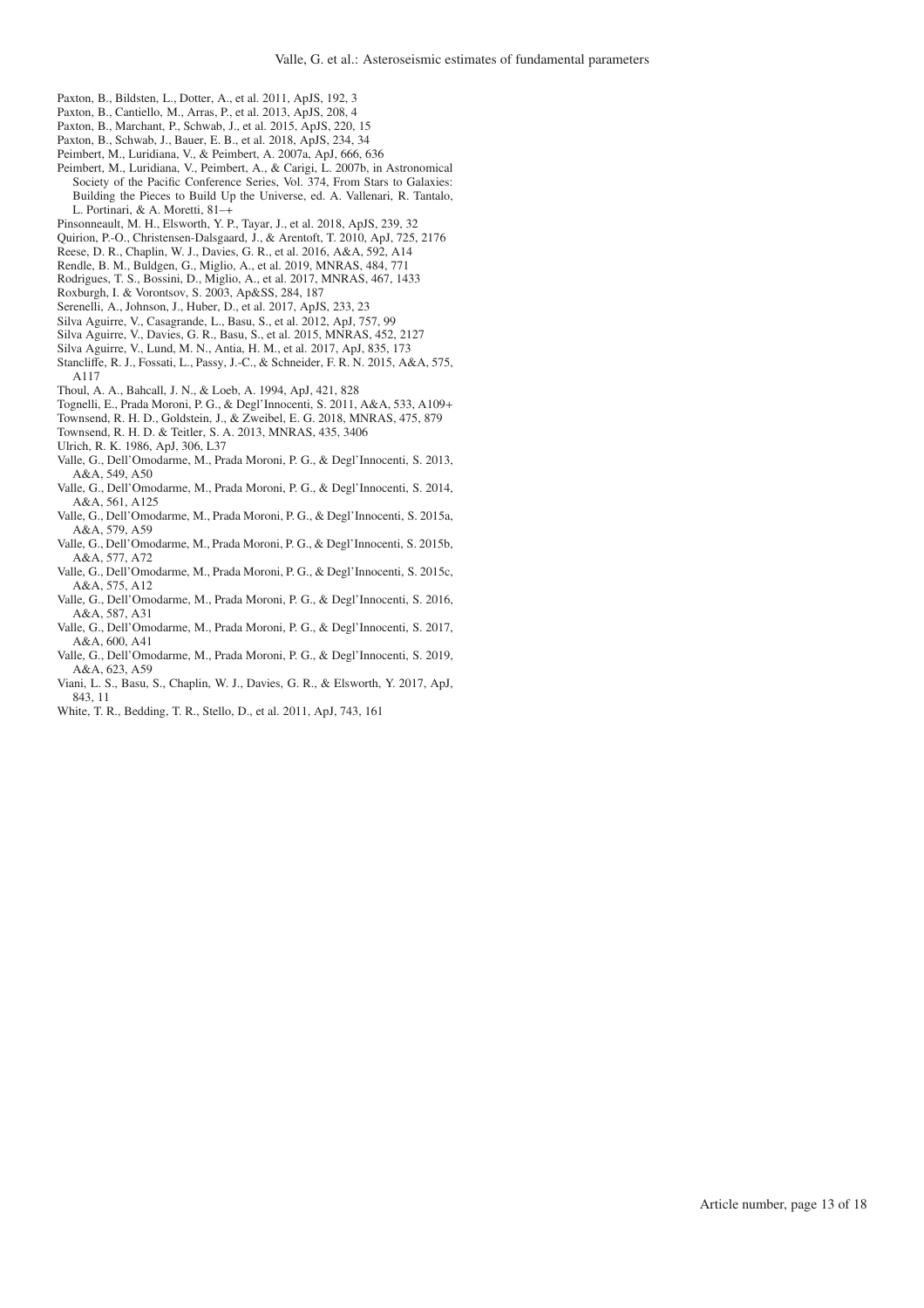Paxton, B., Bildsten, L., Dotter, A., et al. 2011, ApJS, 192, 3

Paxton, B., Cantiello, M., Arras, P., et al. 2013, ApJS, 208, 4

Paxton, B., Marchant, P., Schwab, J., et al. 2015, ApJS, 220, 15

Paxton, B., Schwab, J., Bauer, E. B., et al. 2018, ApJS, 234, 34

Peimbert, M., Luridiana, V., & Peimbert, A. 2007a, ApJ, 666, 636

Peimbert, M., Luridiana, V., Peimbert, A., & Carigi, L. 2007b, in Astronomical Society of the Pacific Conference Series, Vol. 374, From Stars to Galaxies: Building the Pieces to Build Up the Universe, ed. A. Vallenari, R. Tantalo, L. Portinari, & A. Moretti, 81–+

Pinsonneault, M. H., Elsworth, Y. P., Tayar, J., et al. 2018, ApJS, 239, 32

Quirion, P.-O., Christensen-Dalsgaard, J., & Arentoft, T. 2010, ApJ, 725, 2176

Reese, D. R., Chaplin, W. J., Davies, G. R., et al. 2016, A&A, 592, A14

Rendle, B. M., Buldgen, G., Miglio, A., et al. 2019, MNRAS, 484, 771

Rodrigues, T. S., Bossini, D., Miglio, A., et al. 2017, MNRAS, 467, 1433

Roxburgh, I. & Vorontsov, S. 2003, Ap&SS, 284, 187

Serenelli, A., Johnson, J., Huber, D., et al. 2017, ApJS, 233, 23

Silva Aguirre, V., Casagrande, L., Basu, S., et al. 2012, ApJ, 757, 99

Silva Aguirre, V., Davies, G. R., Basu, S., et al. 2015, MNRAS, 452, 2127

Silva Aguirre, V., Lund, M. N., Antia, H. M., et al. 2017, ApJ, 835, 173

Stancliffe, R. J., Fossati, L., Passy, J.-C., & Schneider, F. R. N. 2015, A&A, 575, A117

Thoul, A. A., Bahcall, J. N., & Loeb, A. 1994, ApJ, 421, 828

Tognelli, E., Prada Moroni, P. G., & Degl'Innocenti, S. 2011, A&A, 533, A109+

Townsend, R. H. D., Goldstein, J., & Zweibel, E. G. 2018, MNRAS, 475, 879

Townsend, R. H. D. & Teitler, S. A. 2013, MNRAS, 435, 3406

Ulrich, R. K. 1986, ApJ, 306, L37

Valle, G., Dell'Omodarme, M., Prada Moroni, P. G., & Degl'Innocenti, S. 2013, A&A, 549, A50

Valle, G., Dell'Omodarme, M., Prada Moroni, P. G., & Degl'Innocenti, S. 2014, A&A, 561, A125

Valle, G., Dell'Omodarme, M., Prada Moroni, P. G., & Degl'Innocenti, S. 2015a, A&A, 579, A59

Valle, G., Dell'Omodarme, M., Prada Moroni, P. G., & Degl'Innocenti, S. 2015b, A&A, 577, A72

Valle, G., Dell'Omodarme, M., Prada Moroni, P. G., & Degl'Innocenti, S. 2015c, A&A, 575, A12

Valle, G., Dell'Omodarme, M., Prada Moroni, P. G., & Degl'Innocenti, S. 2016, A&A, 587, A31

Valle, G., Dell'Omodarme, M., Prada Moroni, P. G., & Degl'Innocenti, S. 2017, A&A, 600, A41

Valle, G., Dell'Omodarme, M., Prada Moroni, P. G., & Degl'Innocenti, S. 2019, A&A, 623, A59

Viani, L. S., Basu, S., Chaplin, W. J., Davies, G. R., & Elsworth, Y. 2017, ApJ, 843, 11

White, T. R., Bedding, T. R., Stello, D., et al. 2011, ApJ, 743, 161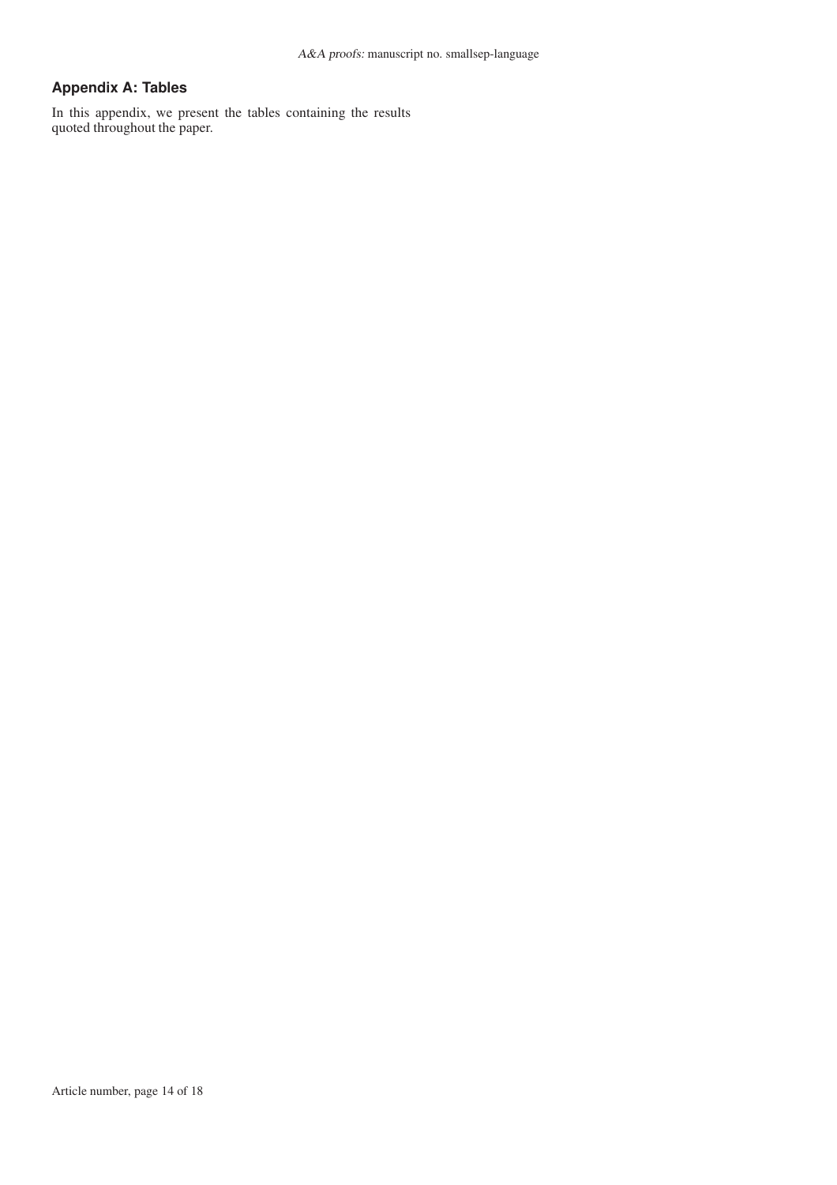## Appendix A: Tables

In this appendix, we present the tables containing the results quoted throughout the paper.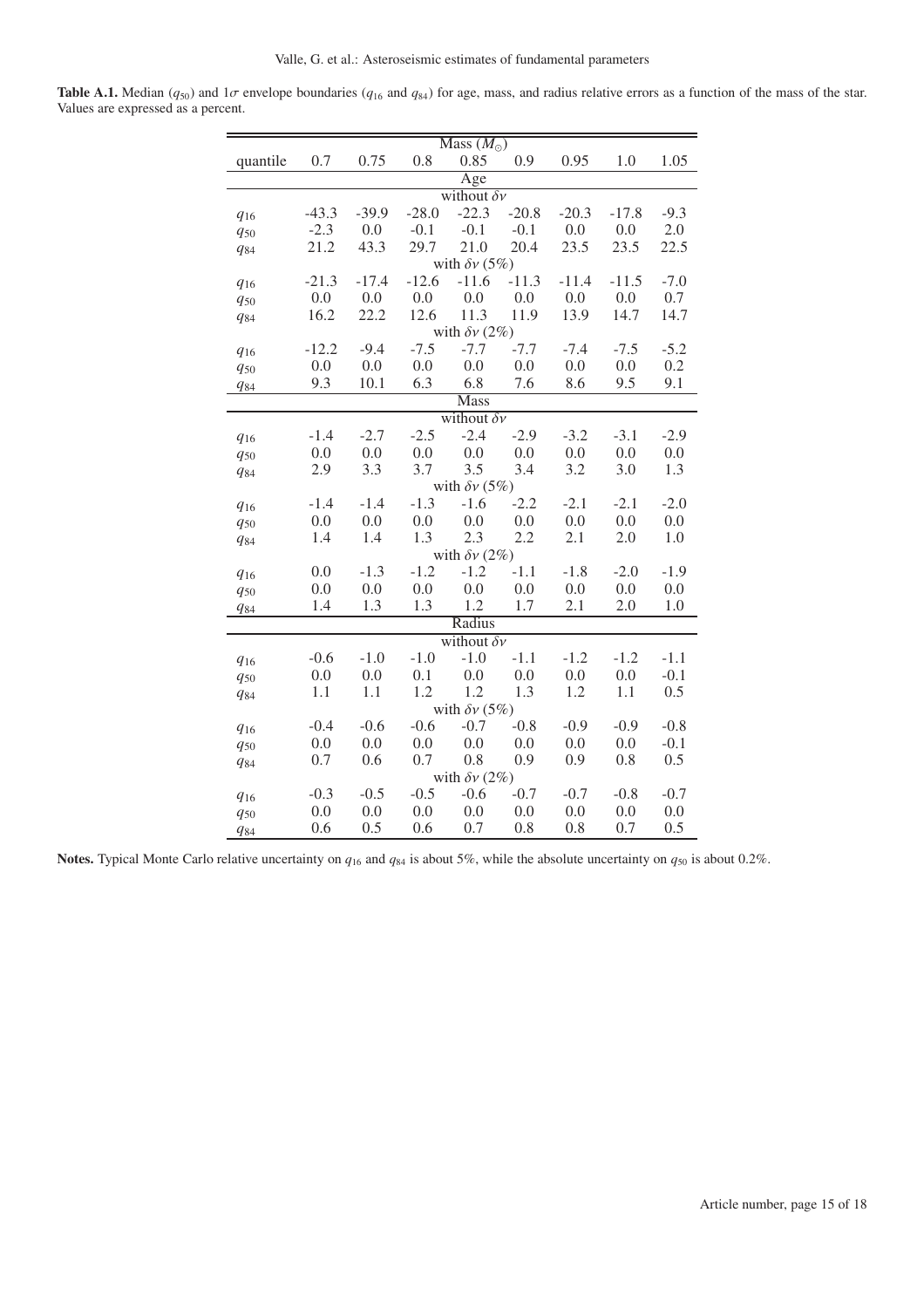**Table A.1.** Median ($q_{50}$) and $1\sigma$ envelope boundaries ($q_{16}$ and $q_{84}$) for age, mass, and radius relative errors as a function of the mass of the star. Values are expressed as a percent.

| | Mass ($M_\odot$) | | | | | | | |
|---|---|---|---|---|---|---|---|---|
| quantile | 0.7 | 0.75 | 0.8 | 0.85 | 0.9 | 0.95 | 1.0 | 1.05 |
| | | | | **Age** | | | | |
| | | | | without $\delta\nu$ | | | | |
| $q_{16}$ | -43.3 | -39.9 | -28.0 | -22.3 | -20.8 | -20.3 | -17.8 | -9.3 |
| $q_{50}$ | -2.3 | 0.0 | -0.1 | -0.1 | -0.1 | 0.0 | 0.0 | 2.0 |
| $q_{84}$ | 21.2 | 43.3 | 29.7 | 21.0 | 20.4 | 23.5 | 23.5 | 22.5 |
| | | | | with $\delta\nu$ (5%) | | | | |
| $q_{16}$ | -21.3 | -17.4 | -12.6 | -11.6 | -11.3 | -11.4 | -11.5 | -7.0 |
| $q_{50}$ | 0.0 | 0.0 | 0.0 | 0.0 | 0.0 | 0.0 | 0.0 | 0.7 |
| $q_{84}$ | 16.2 | 22.2 | 12.6 | 11.3 | 11.9 | 13.9 | 14.7 | 14.7 |
| | | | | with $\delta\nu$ (2%) | | | | |
| $q_{16}$ | -12.2 | -9.4 | -7.5 | -7.7 | -7.7 | -7.4 | -7.5 | -5.2 |
| $q_{50}$ | 0.0 | 0.0 | 0.0 | 0.0 | 0.0 | 0.0 | 0.0 | 0.2 |
| $q_{84}$ | 9.3 | 10.1 | 6.3 | 6.8 | 7.6 | 8.6 | 9.5 | 9.1 |
| | | | | **Mass** | | | | |
| | | | | without $\delta\nu$ | | | | |
| $q_{16}$ | -1.4 | -2.7 | -2.5 | -2.4 | -2.9 | -3.2 | -3.1 | -2.9 |
| $q_{50}$ | 0.0 | 0.0 | 0.0 | 0.0 | 0.0 | 0.0 | 0.0 | 0.0 |
| $q_{84}$ | 2.9 | 3.3 | 3.7 | 3.5 | 3.4 | 3.2 | 3.0 | 1.3 |
| | | | | with $\delta\nu$ (5%) | | | | |
| $q_{16}$ | -1.4 | -1.4 | -1.3 | -1.6 | -2.2 | -2.1 | -2.1 | -2.0 |
| $q_{50}$ | 0.0 | 0.0 | 0.0 | 0.0 | 0.0 | 0.0 | 0.0 | 0.0 |
| $q_{84}$ | 1.4 | 1.4 | 1.3 | 2.3 | 2.2 | 2.1 | 2.0 | 1.0 |
| | | | | with $\delta\nu$ (2%) | | | | |
| $q_{16}$ | 0.0 | -1.3 | -1.2 | -1.2 | -1.1 | -1.8 | -2.0 | -1.9 |
| $q_{50}$ | 0.0 | 0.0 | 0.0 | 0.0 | 0.0 | 0.0 | 0.0 | 0.0 |
| $q_{84}$ | 1.4 | 1.3 | 1.3 | 1.2 | 1.7 | 2.1 | 2.0 | 1.0 |
| | | | | **Radius** | | | | |
| | | | | without $\delta\nu$ | | | | |
| $q_{16}$ | -0.6 | -1.0 | -1.0 | -1.0 | -1.1 | -1.2 | -1.2 | -1.1 |
| $q_{50}$ | 0.0 | 0.0 | 0.1 | 0.0 | 0.0 | 0.0 | 0.0 | -0.1 |
| $q_{84}$ | 1.1 | 1.1 | 1.2 | 1.2 | 1.3 | 1.2 | 1.1 | 0.5 |
| | | | | with $\delta\nu$ (5%) | | | | |
| $q_{16}$ | -0.4 | -0.6 | -0.6 | -0.7 | -0.8 | -0.9 | -0.9 | -0.8 |
| $q_{50}$ | 0.0 | 0.0 | 0.0 | 0.0 | 0.0 | 0.0 | 0.0 | -0.1 |
| $q_{84}$ | 0.7 | 0.6 | 0.7 | 0.8 | 0.9 | 0.9 | 0.8 | 0.5 |
| | | | | with $\delta\nu$ (2%) | | | | |
| $q_{16}$ | -0.3 | -0.5 | -0.5 | -0.6 | -0.7 | -0.7 | -0.8 | -0.7 |
| $q_{50}$ | 0.0 | 0.0 | 0.0 | 0.0 | 0.0 | 0.0 | 0.0 | 0.0 |
| $q_{84}$ | 0.6 | 0.5 | 0.6 | 0.7 | 0.8 | 0.8 | 0.7 | 0.5 |

**Notes.** Typical Monte Carlo relative uncertainty on $q_{16}$ and $q_{84}$ is about 5%, while the absolute uncertainty on $q_{50}$ is about 0.2%.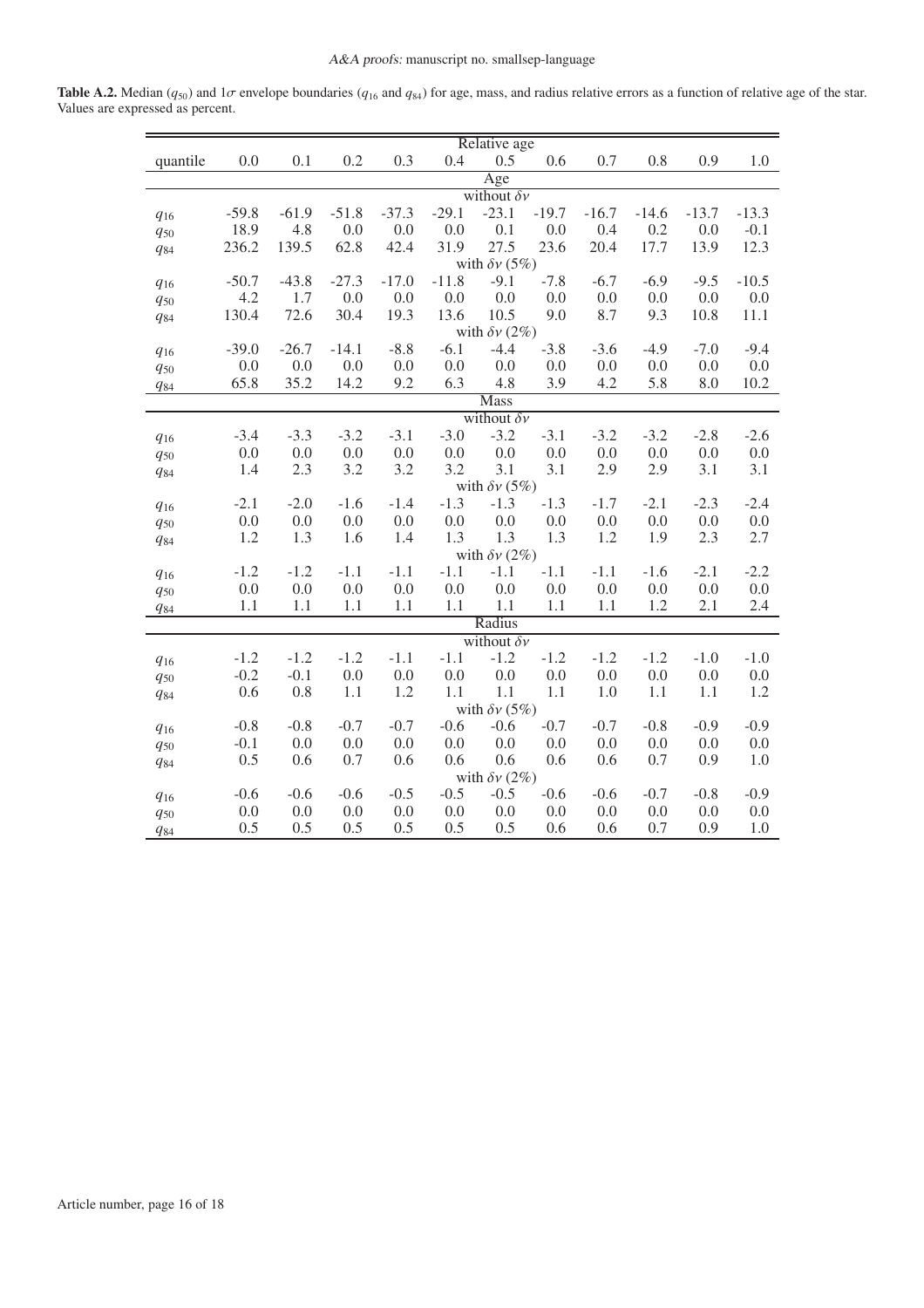**Table A.2.** Median ($q_{50}$) and $1\sigma$ envelope boundaries ($q_{16}$ and $q_{84}$) for age, mass, and radius relative errors as a function of relative age of the star. Values are expressed as percent.

| | Relative age | | | | | | | | | | |
|---|---|---|---|---|---|---|---|---|---|---|---|
| quantile | 0.0 | 0.1 | 0.2 | 0.3 | 0.4 | 0.5 | 0.6 | 0.7 | 0.8 | 0.9 | 1.0 |
| **Age** | | | | | | | | | | | |
| without $\delta\nu$ | | | | | | | | | | | |
| $q_{16}$ | -59.8 | -61.9 | -51.8 | -37.3 | -29.1 | -23.1 | -19.7 | -16.7 | -14.6 | -13.7 | -13.3 |
| $q_{50}$ | 18.9 | 4.8 | 0.0 | 0.0 | 0.0 | 0.1 | 0.0 | 0.4 | 0.2 | 0.0 | -0.1 |
| $q_{84}$ | 236.2 | 139.5 | 62.8 | 42.4 | 31.9 | 27.5 | 23.6 | 20.4 | 17.7 | 13.9 | 12.3 |
| with $\delta\nu$ (5%) | | | | | | | | | | | |
| $q_{16}$ | -50.7 | -43.8 | -27.3 | -17.0 | -11.8 | -9.1 | -7.8 | -6.7 | -6.9 | -9.5 | -10.5 |
| $q_{50}$ | 4.2 | 1.7 | 0.0 | 0.0 | 0.0 | 0.0 | 0.0 | 0.0 | 0.0 | 0.0 | 0.0 |
| $q_{84}$ | 130.4 | 72.6 | 30.4 | 19.3 | 13.6 | 10.5 | 9.0 | 8.7 | 9.3 | 10.8 | 11.1 |
| with $\delta\nu$ (2%) | | | | | | | | | | | |
| $q_{16}$ | -39.0 | -26.7 | -14.1 | -8.8 | -6.1 | -4.4 | -3.8 | -3.6 | -4.9 | -7.0 | -9.4 |
| $q_{50}$ | 0.0 | 0.0 | 0.0 | 0.0 | 0.0 | 0.0 | 0.0 | 0.0 | 0.0 | 0.0 | 0.0 |
| $q_{84}$ | 65.8 | 35.2 | 14.2 | 9.2 | 6.3 | 4.8 | 3.9 | 4.2 | 5.8 | 8.0 | 10.2 |
| **Mass** | | | | | | | | | | | |
| without $\delta\nu$ | | | | | | | | | | | |
| $q_{16}$ | -3.4 | -3.3 | -3.2 | -3.1 | -3.0 | -3.2 | -3.1 | -3.2 | -3.2 | -2.8 | -2.6 |
| $q_{50}$ | 0.0 | 0.0 | 0.0 | 0.0 | 0.0 | 0.0 | 0.0 | 0.0 | 0.0 | 0.0 | 0.0 |
| $q_{84}$ | 1.4 | 2.3 | 3.2 | 3.2 | 3.2 | 3.1 | 3.1 | 2.9 | 2.9 | 3.1 | 3.1 |
| with $\delta\nu$ (5%) | | | | | | | | | | | |
| $q_{16}$ | -2.1 | -2.0 | -1.6 | -1.4 | -1.3 | -1.3 | -1.3 | -1.7 | -2.1 | -2.3 | -2.4 |
| $q_{50}$ | 0.0 | 0.0 | 0.0 | 0.0 | 0.0 | 0.0 | 0.0 | 0.0 | 0.0 | 0.0 | 0.0 |
| $q_{84}$ | 1.2 | 1.3 | 1.6 | 1.4 | 1.3 | 1.3 | 1.3 | 1.2 | 1.9 | 2.3 | 2.7 |
| with $\delta\nu$ (2%) | | | | | | | | | | | |
| $q_{16}$ | -1.2 | -1.2 | -1.1 | -1.1 | -1.1 | -1.1 | -1.1 | -1.1 | -1.6 | -2.1 | -2.2 |
| $q_{50}$ | 0.0 | 0.0 | 0.0 | 0.0 | 0.0 | 0.0 | 0.0 | 0.0 | 0.0 | 0.0 | 0.0 |
| $q_{84}$ | 1.1 | 1.1 | 1.1 | 1.1 | 1.1 | 1.1 | 1.1 | 1.1 | 1.2 | 2.1 | 2.4 |
| **Radius** | | | | | | | | | | | |
| without $\delta\nu$ | | | | | | | | | | | |
| $q_{16}$ | -1.2 | -1.2 | -1.2 | -1.1 | -1.1 | -1.2 | -1.2 | -1.2 | -1.2 | -1.0 | -1.0 |
| $q_{50}$ | -0.2 | -0.1 | 0.0 | 0.0 | 0.0 | 0.0 | 0.0 | 0.0 | 0.0 | 0.0 | 0.0 |
| $q_{84}$ | 0.6 | 0.8 | 1.1 | 1.2 | 1.1 | 1.1 | 1.1 | 1.0 | 1.1 | 1.1 | 1.2 |
| with $\delta\nu$ (5%) | | | | | | | | | | | |
| $q_{16}$ | -0.8 | -0.8 | -0.7 | -0.7 | -0.6 | -0.6 | -0.7 | -0.7 | -0.8 | -0.9 | -0.9 |
| $q_{50}$ | -0.1 | 0.0 | 0.0 | 0.0 | 0.0 | 0.0 | 0.0 | 0.0 | 0.0 | 0.0 | 0.0 |
| $q_{84}$ | 0.5 | 0.6 | 0.7 | 0.6 | 0.6 | 0.6 | 0.6 | 0.6 | 0.7 | 0.9 | 1.0 |
| with $\delta\nu$ (2%) | | | | | | | | | | | |
| $q_{16}$ | -0.6 | -0.6 | -0.6 | -0.5 | -0.5 | -0.5 | -0.6 | -0.6 | -0.7 | -0.8 | -0.9 |
| $q_{50}$ | 0.0 | 0.0 | 0.0 | 0.0 | 0.0 | 0.0 | 0.0 | 0.0 | 0.0 | 0.0 | 0.0 |
| $q_{84}$ | 0.5 | 0.5 | 0.5 | 0.5 | 0.5 | 0.5 | 0.6 | 0.6 | 0.7 | 0.9 | 1.0 |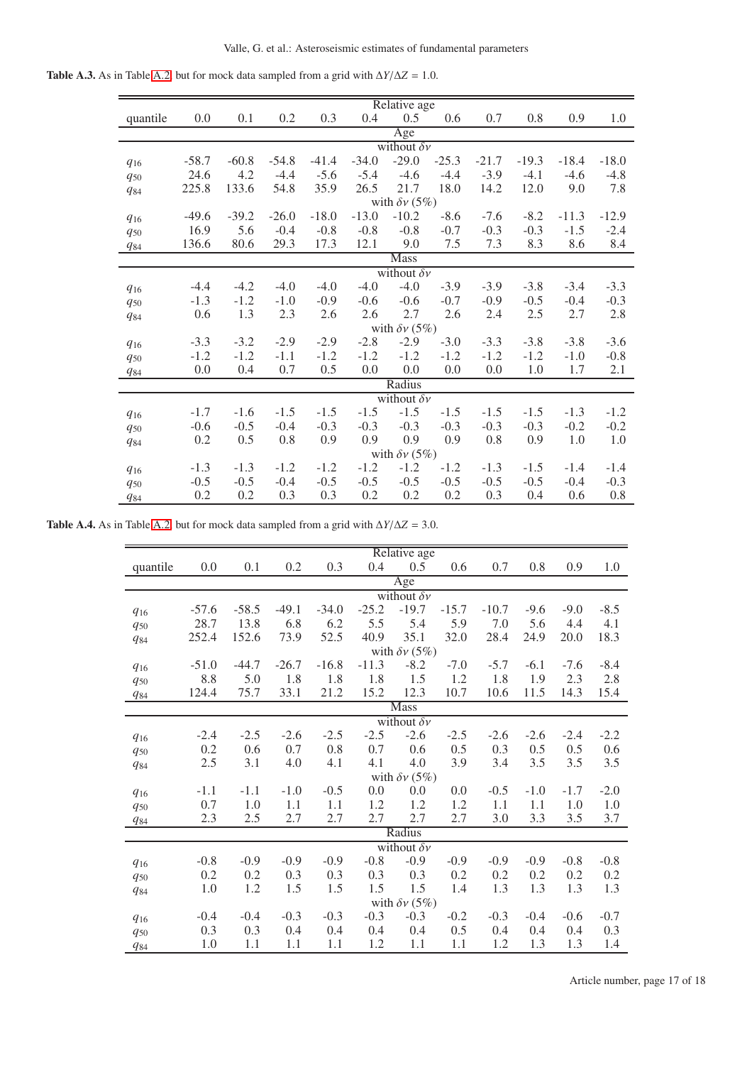**Table A.3.** As in Table A.2, but for mock data sampled from a grid with $\Delta Y/\Delta Z = 1.0$.

| | Relative age | | | | | | | | | | |
|---|---|---|---|---|---|---|---|---|---|---|---|
| quantile | 0.0 | 0.1 | 0.2 | 0.3 | 0.4 | 0.5 | 0.6 | 0.7 | 0.8 | 0.9 | 1.0 |
| **Age** | | | | | | | | | | | |
| without $\delta\nu$ | | | | | | | | | | | |
| $q_{16}$ | -58.7 | -60.8 | -54.8 | -41.4 | -34.0 | -29.0 | -25.3 | -21.7 | -19.3 | -18.4 | -18.0 |
| $q_{50}$ | 24.6 | 4.2 | -4.4 | -5.6 | -5.4 | -4.6 | -4.4 | -3.9 | -4.1 | -4.6 | -4.8 |
| $q_{84}$ | 225.8 | 133.6 | 54.8 | 35.9 | 26.5 | 21.7 | 18.0 | 14.2 | 12.0 | 9.0 | 7.8 |
| with $\delta\nu$ (5%) | | | | | | | | | | | |
| $q_{16}$ | -49.6 | -39.2 | -26.0 | -18.0 | -13.0 | -10.2 | -8.6 | -7.6 | -8.2 | -11.3 | -12.9 |
| $q_{50}$ | 16.9 | 5.6 | -0.4 | -0.8 | -0.8 | -0.8 | -0.7 | -0.3 | -0.3 | -1.5 | -2.4 |
| $q_{84}$ | 136.6 | 80.6 | 29.3 | 17.3 | 12.1 | 9.0 | 7.5 | 7.3 | 8.3 | 8.6 | 8.4 |
| **Mass** | | | | | | | | | | | |
| without $\delta\nu$ | | | | | | | | | | | |
| $q_{16}$ | -4.4 | -4.2 | -4.0 | -4.0 | -4.0 | -4.0 | -3.9 | -3.9 | -3.8 | -3.4 | -3.3 |
| $q_{50}$ | -1.3 | -1.2 | -1.0 | -0.9 | -0.6 | -0.6 | -0.7 | -0.9 | -0.5 | -0.4 | -0.3 |
| $q_{84}$ | 0.6 | 1.3 | 2.3 | 2.6 | 2.6 | 2.7 | 2.6 | 2.4 | 2.5 | 2.7 | 2.8 |
| with $\delta\nu$ (5%) | | | | | | | | | | | |
| $q_{16}$ | -3.3 | -3.2 | -2.9 | -2.9 | -2.8 | -2.9 | -3.0 | -3.3 | -3.8 | -3.8 | -3.6 |
| $q_{50}$ | -1.2 | -1.2 | -1.1 | -1.2 | -1.2 | -1.2 | -1.2 | -1.2 | -1.2 | -1.0 | -0.8 |
| $q_{84}$ | 0.0 | 0.4 | 0.7 | 0.5 | 0.0 | 0.0 | 0.0 | 0.0 | 1.0 | 1.7 | 2.1 |
| **Radius** | | | | | | | | | | | |
| without $\delta\nu$ | | | | | | | | | | | |
| $q_{16}$ | -1.7 | -1.6 | -1.5 | -1.5 | -1.5 | -1.5 | -1.5 | -1.5 | -1.5 | -1.3 | -1.2 |
| $q_{50}$ | -0.6 | -0.5 | -0.4 | -0.3 | -0.3 | -0.3 | -0.3 | -0.3 | -0.3 | -0.2 | -0.2 |
| $q_{84}$ | 0.2 | 0.5 | 0.8 | 0.9 | 0.9 | 0.9 | 0.9 | 0.8 | 0.9 | 1.0 | 1.0 |
| with $\delta\nu$ (5%) | | | | | | | | | | | |
| $q_{16}$ | -1.3 | -1.3 | -1.2 | -1.2 | -1.2 | -1.2 | -1.2 | -1.3 | -1.5 | -1.4 | -1.4 |
| $q_{50}$ | -0.5 | -0.5 | -0.4 | -0.5 | -0.5 | -0.5 | -0.5 | -0.5 | -0.5 | -0.4 | -0.3 |
| $q_{84}$ | 0.2 | 0.2 | 0.3 | 0.3 | 0.2 | 0.2 | 0.2 | 0.3 | 0.4 | 0.6 | 0.8 |

**Table A.4.** As in Table A.2, but for mock data sampled from a grid with $\Delta Y/\Delta Z = 3.0$.

| | Relative age | | | | | | | | | | |
|---|---|---|---|---|---|---|---|---|---|---|---|
| quantile | 0.0 | 0.1 | 0.2 | 0.3 | 0.4 | 0.5 | 0.6 | 0.7 | 0.8 | 0.9 | 1.0 |
| **Age** | | | | | | | | | | | |
| without $\delta\nu$ | | | | | | | | | | | |
| $q_{16}$ | -57.6 | -58.5 | -49.1 | -34.0 | -25.2 | -19.7 | -15.7 | -10.7 | -9.6 | -9.0 | -8.5 |
| $q_{50}$ | 28.7 | 13.8 | 6.8 | 6.2 | 5.5 | 5.4 | 5.9 | 7.0 | 5.6 | 4.4 | 4.1 |
| $q_{84}$ | 252.4 | 152.6 | 73.9 | 52.5 | 40.9 | 35.1 | 32.0 | 28.4 | 24.9 | 20.0 | 18.3 |
| with $\delta\nu$ (5%) | | | | | | | | | | | |
| $q_{16}$ | -51.0 | -44.7 | -26.7 | -16.8 | -11.3 | -8.2 | -7.0 | -5.7 | -6.1 | -7.6 | -8.4 |
| $q_{50}$ | 8.8 | 5.0 | 1.8 | 1.8 | 1.8 | 1.5 | 1.2 | 1.8 | 1.9 | 2.3 | 2.8 |
| $q_{84}$ | 124.4 | 75.7 | 33.1 | 21.2 | 15.2 | 12.3 | 10.7 | 10.6 | 11.5 | 14.3 | 15.4 |
| **Mass** | | | | | | | | | | | |
| without $\delta\nu$ | | | | | | | | | | | |
| $q_{16}$ | -2.4 | -2.5 | -2.6 | -2.5 | -2.5 | -2.6 | -2.5 | -2.6 | -2.6 | -2.4 | -2.2 |
| $q_{50}$ | 0.2 | 0.6 | 0.7 | 0.8 | 0.7 | 0.6 | 0.5 | 0.3 | 0.5 | 0.5 | 0.6 |
| $q_{84}$ | 2.5 | 3.1 | 4.0 | 4.1 | 4.1 | 4.0 | 3.9 | 3.4 | 3.5 | 3.5 | 3.5 |
| with $\delta\nu$ (5%) | | | | | | | | | | | |
| $q_{16}$ | -1.1 | -1.1 | -1.0 | -0.5 | 0.0 | 0.0 | 0.0 | -0.5 | -1.0 | -1.7 | -2.0 |
| $q_{50}$ | 0.7 | 1.0 | 1.1 | 1.1 | 1.2 | 1.2 | 1.2 | 1.1 | 1.1 | 1.0 | 1.0 |
| $q_{84}$ | 2.3 | 2.5 | 2.7 | 2.7 | 2.7 | 2.7 | 2.7 | 3.0 | 3.3 | 3.5 | 3.7 |
| **Radius** | | | | | | | | | | | |
| without $\delta\nu$ | | | | | | | | | | | |
| $q_{16}$ | -0.8 | -0.9 | -0.9 | -0.9 | -0.8 | -0.9 | -0.9 | -0.9 | -0.9 | -0.8 | -0.8 |
| $q_{50}$ | 0.2 | 0.2 | 0.3 | 0.3 | 0.3 | 0.3 | 0.2 | 0.2 | 0.2 | 0.2 | 0.2 |
| $q_{84}$ | 1.0 | 1.2 | 1.5 | 1.5 | 1.5 | 1.5 | 1.4 | 1.3 | 1.3 | 1.3 | 1.3 |
| with $\delta\nu$ (5%) | | | | | | | | | | | |
| $q_{16}$ | -0.4 | -0.4 | -0.3 | -0.3 | -0.3 | -0.3 | -0.2 | -0.3 | -0.4 | -0.6 | -0.7 |
| $q_{50}$ | 0.3 | 0.3 | 0.4 | 0.4 | 0.4 | 0.4 | 0.5 | 0.4 | 0.4 | 0.4 | 0.3 |
| $q_{84}$ | 1.0 | 1.1 | 1.1 | 1.1 | 1.2 | 1.1 | 1.1 | 1.2 | 1.3 | 1.3 | 1.4 |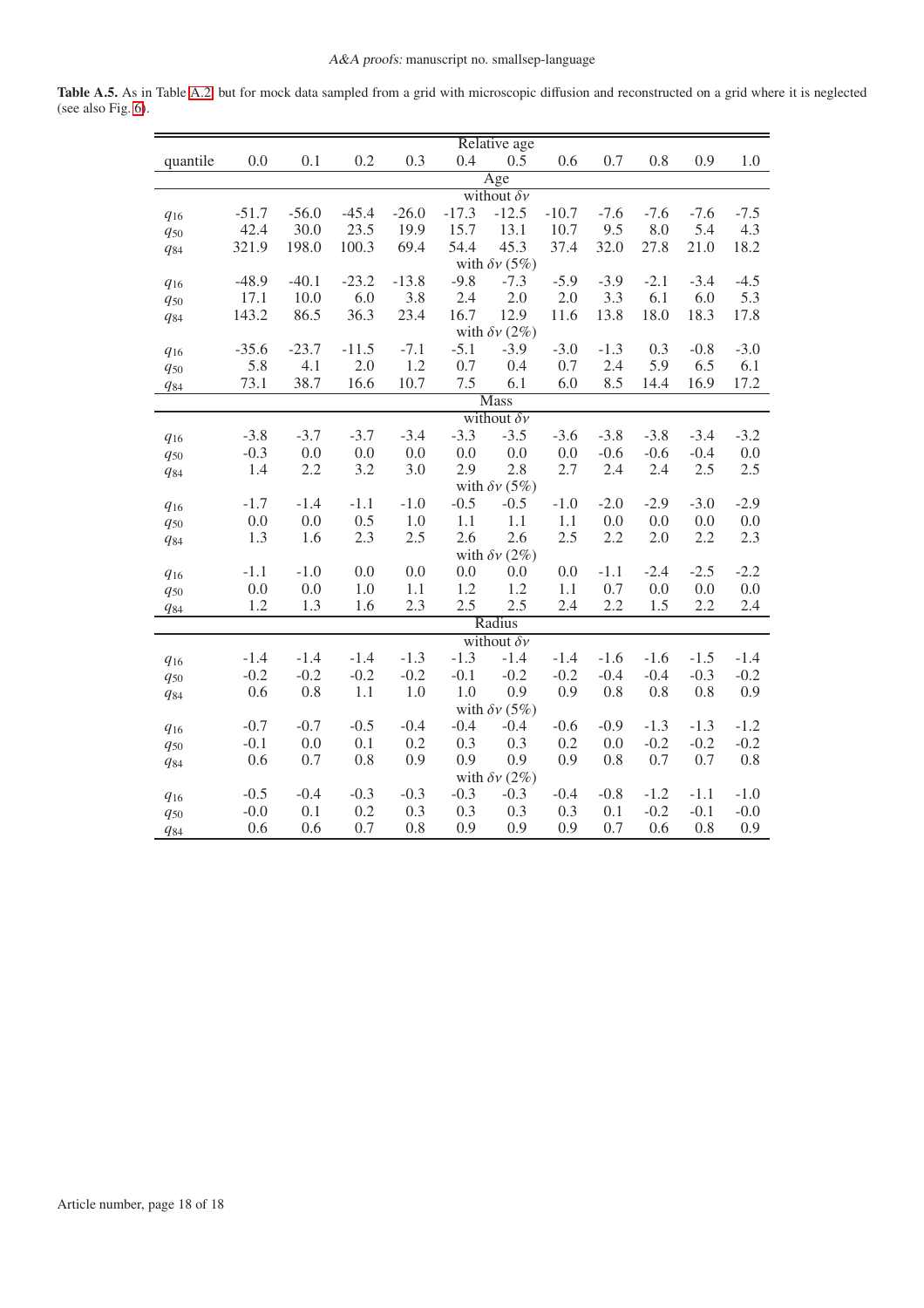**Table A.5.** As in Table A.2 but for mock data sampled from a grid with microscopic diffusion and reconstructed on a grid where it is neglected (see also Fig. 6).

| | Relative age | | | | | | | | | | |
|---|---|---|---|---|---|---|---|---|---|---|---|
| quantile | 0.0 | 0.1 | 0.2 | 0.3 | 0.4 | 0.5 | 0.6 | 0.7 | 0.8 | 0.9 | 1.0 |
| **Age** | | | | | | | | | | | |
| without $\delta\nu$ | | | | | | | | | | | |
| $q_{16}$ | -51.7 | -56.0 | -45.4 | -26.0 | -17.3 | -12.5 | -10.7 | -7.6 | -7.6 | -7.6 | -7.5 |
| $q_{50}$ | 42.4 | 30.0 | 23.5 | 19.9 | 15.7 | 13.1 | 10.7 | 9.5 | 8.0 | 5.4 | 4.3 |
| $q_{84}$ | 321.9 | 198.0 | 100.3 | 69.4 | 54.4 | 45.3 | 37.4 | 32.0 | 27.8 | 21.0 | 18.2 |
| with $\delta\nu$ (5%) | | | | | | | | | | | |
| $q_{16}$ | -48.9 | -40.1 | -23.2 | -13.8 | -9.8 | -7.3 | -5.9 | -3.9 | -2.1 | -3.4 | -4.5 |
| $q_{50}$ | 17.1 | 10.0 | 6.0 | 3.8 | 2.4 | 2.0 | 2.0 | 3.3 | 6.1 | 6.0 | 5.3 |
| $q_{84}$ | 143.2 | 86.5 | 36.3 | 23.4 | 16.7 | 12.9 | 11.6 | 13.8 | 18.0 | 18.3 | 17.8 |
| with $\delta\nu$ (2%) | | | | | | | | | | | |
| $q_{16}$ | -35.6 | -23.7 | -11.5 | -7.1 | -5.1 | -3.9 | -3.0 | -1.3 | 0.3 | -0.8 | -3.0 |
| $q_{50}$ | 5.8 | 4.1 | 2.0 | 1.2 | 0.7 | 0.4 | 0.7 | 2.4 | 5.9 | 6.5 | 6.1 |
| $q_{84}$ | 73.1 | 38.7 | 16.6 | 10.7 | 7.5 | 6.1 | 6.0 | 8.5 | 14.4 | 16.9 | 17.2 |
| **Mass** | | | | | | | | | | | |
| without $\delta\nu$ | | | | | | | | | | | |
| $q_{16}$ | -3.8 | -3.7 | -3.7 | -3.4 | -3.3 | -3.5 | -3.6 | -3.8 | -3.8 | -3.4 | -3.2 |
| $q_{50}$ | -0.3 | 0.0 | 0.0 | 0.0 | 0.0 | 0.0 | 0.0 | -0.6 | -0.6 | -0.4 | 0.0 |
| $q_{84}$ | 1.4 | 2.2 | 3.2 | 3.0 | 2.9 | 2.8 | 2.7 | 2.4 | 2.4 | 2.5 | 2.5 |
| with $\delta\nu$ (5%) | | | | | | | | | | | |
| $q_{16}$ | -1.7 | -1.4 | -1.1 | -1.0 | -0.5 | -0.5 | -1.0 | -2.0 | -2.9 | -3.0 | -2.9 |
| $q_{50}$ | 0.0 | 0.0 | 0.5 | 1.0 | 1.1 | 1.1 | 1.1 | 0.0 | 0.0 | 0.0 | 0.0 |
| $q_{84}$ | 1.3 | 1.6 | 2.3 | 2.5 | 2.6 | 2.6 | 2.5 | 2.2 | 2.0 | 2.2 | 2.3 |
| with $\delta\nu$ (2%) | | | | | | | | | | | |
| $q_{16}$ | -1.1 | -1.0 | 0.0 | 0.0 | 0.0 | 0.0 | 0.0 | -1.1 | -2.4 | -2.5 | -2.2 |
| $q_{50}$ | 0.0 | 0.0 | 1.0 | 1.1 | 1.2 | 1.2 | 1.1 | 0.7 | 0.0 | 0.0 | 0.0 |
| $q_{84}$ | 1.2 | 1.3 | 1.6 | 2.3 | 2.5 | 2.5 | 2.4 | 2.2 | 1.5 | 2.2 | 2.4 |
| **Radius** | | | | | | | | | | | |
| without $\delta\nu$ | | | | | | | | | | | |
| $q_{16}$ | -1.4 | -1.4 | -1.4 | -1.3 | -1.3 | -1.4 | -1.4 | -1.6 | -1.6 | -1.5 | -1.4 |
| $q_{50}$ | -0.2 | -0.2 | -0.2 | -0.2 | -0.1 | -0.2 | -0.2 | -0.4 | -0.4 | -0.3 | -0.2 |
| $q_{84}$ | 0.6 | 0.8 | 1.1 | 1.0 | 1.0 | 0.9 | 0.9 | 0.8 | 0.8 | 0.8 | 0.9 |
| with $\delta\nu$ (5%) | | | | | | | | | | | |
| $q_{16}$ | -0.7 | -0.7 | -0.5 | -0.4 | -0.4 | -0.4 | -0.6 | -0.9 | -1.3 | -1.3 | -1.2 |
| $q_{50}$ | -0.1 | 0.0 | 0.1 | 0.2 | 0.3 | 0.3 | 0.2 | 0.0 | -0.2 | -0.2 | -0.2 |
| $q_{84}$ | 0.6 | 0.7 | 0.8 | 0.9 | 0.9 | 0.9 | 0.9 | 0.8 | 0.7 | 0.7 | 0.8 |
| with $\delta\nu$ (2%) | | | | | | | | | | | |
| $q_{16}$ | -0.5 | -0.4 | -0.3 | -0.3 | -0.3 | -0.3 | -0.4 | -0.8 | -1.2 | -1.1 | -1.0 |
| $q_{50}$ | -0.0 | 0.1 | 0.2 | 0.3 | 0.3 | 0.3 | 0.3 | 0.1 | -0.2 | -0.1 | -0.0 |
| $q_{84}$ | 0.6 | 0.6 | 0.7 | 0.8 | 0.9 | 0.9 | 0.9 | 0.7 | 0.6 | 0.8 | 0.9 |